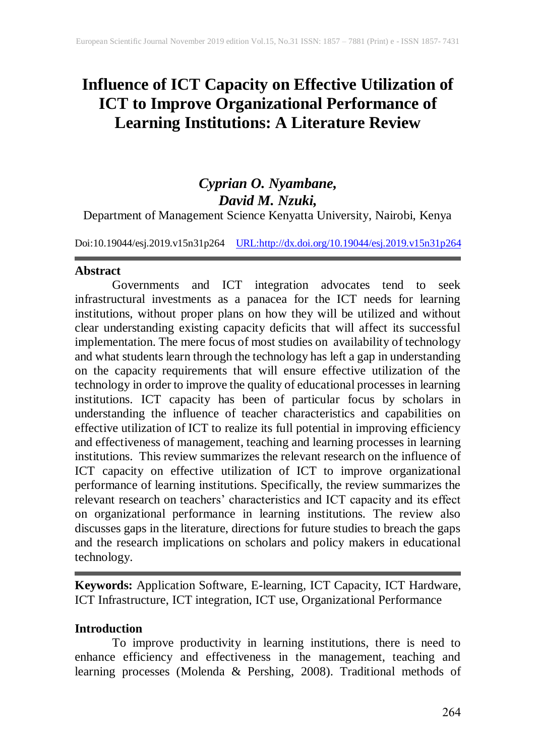# Influence of ICT Capacity on Effective Utilization of ICT to Improve Organizational Performance of Learning Institutions: A Literature Review

***Cyprian O. Nyambane,***
***David M. Nzuki,***
Department of Management Science Kenyatta University, Nairobi, Kenya

Doi:10.19044/esj.2019.v15n31p264 URL:http://dx.doi.org/10.19044/esj.2019.v15n31p264

## Abstract

Governments and ICT integration advocates tend to seek infrastructural investments as a panacea for the ICT needs for learning institutions, without proper plans on how they will be utilized and without clear understanding existing capacity deficits that will affect its successful implementation. The mere focus of most studies on availability of technology and what students learn through the technology has left a gap in understanding on the capacity requirements that will ensure effective utilization of the technology in order to improve the quality of educational processes in learning institutions. ICT capacity has been of particular focus by scholars in understanding the influence of teacher characteristics and capabilities on effective utilization of ICT to realize its full potential in improving efficiency and effectiveness of management, teaching and learning processes in learning institutions. This review summarizes the relevant research on the influence of ICT capacity on effective utilization of ICT to improve organizational performance of learning institutions. Specifically, the review summarizes the relevant research on teachers' characteristics and ICT capacity and its effect on organizational performance in learning institutions. The review also discusses gaps in the literature, directions for future studies to breach the gaps and the research implications on scholars and policy makers in educational technology.

**Keywords:** Application Software, E-learning, ICT Capacity, ICT Hardware, ICT Infrastructure, ICT integration, ICT use, Organizational Performance

## Introduction

To improve productivity in learning institutions, there is need to enhance efficiency and effectiveness in the management, teaching and learning processes (Molenda & Pershing, 2008). Traditional methods of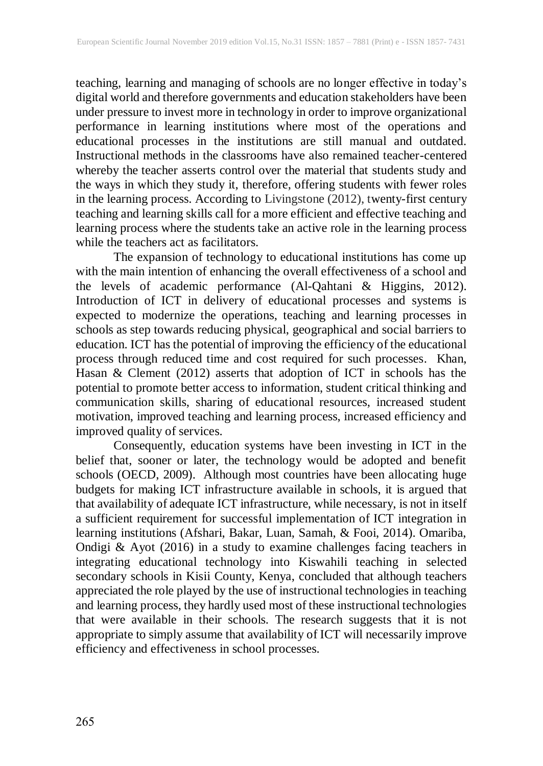teaching, learning and managing of schools are no longer effective in today's digital world and therefore governments and education stakeholders have been under pressure to invest more in technology in order to improve organizational performance in learning institutions where most of the operations and educational processes in the institutions are still manual and outdated. Instructional methods in the classrooms have also remained teacher-centered whereby the teacher asserts control over the material that students study and the ways in which they study it, therefore, offering students with fewer roles in the learning process. According to Livingstone (2012), twenty-first century teaching and learning skills call for a more efficient and effective teaching and learning process where the students take an active role in the learning process while the teachers act as facilitators.

The expansion of technology to educational institutions has come up with the main intention of enhancing the overall effectiveness of a school and the levels of academic performance (Al-Qahtani & Higgins, 2012). Introduction of ICT in delivery of educational processes and systems is expected to modernize the operations, teaching and learning processes in schools as step towards reducing physical, geographical and social barriers to education. ICT has the potential of improving the efficiency of the educational process through reduced time and cost required for such processes. Khan, Hasan & Clement (2012) asserts that adoption of ICT in schools has the potential to promote better access to information, student critical thinking and communication skills, sharing of educational resources, increased student motivation, improved teaching and learning process, increased efficiency and improved quality of services.

Consequently, education systems have been investing in ICT in the belief that, sooner or later, the technology would be adopted and benefit schools (OECD, 2009). Although most countries have been allocating huge budgets for making ICT infrastructure available in schools, it is argued that that availability of adequate ICT infrastructure, while necessary, is not in itself a sufficient requirement for successful implementation of ICT integration in learning institutions (Afshari, Bakar, Luan, Samah, & Fooi, 2014). Omariba, Ondigi & Ayot (2016) in a study to examine challenges facing teachers in integrating educational technology into Kiswahili teaching in selected secondary schools in Kisii County, Kenya, concluded that although teachers appreciated the role played by the use of instructional technologies in teaching and learning process, they hardly used most of these instructional technologies that were available in their schools. The research suggests that it is not appropriate to simply assume that availability of ICT will necessarily improve efficiency and effectiveness in school processes.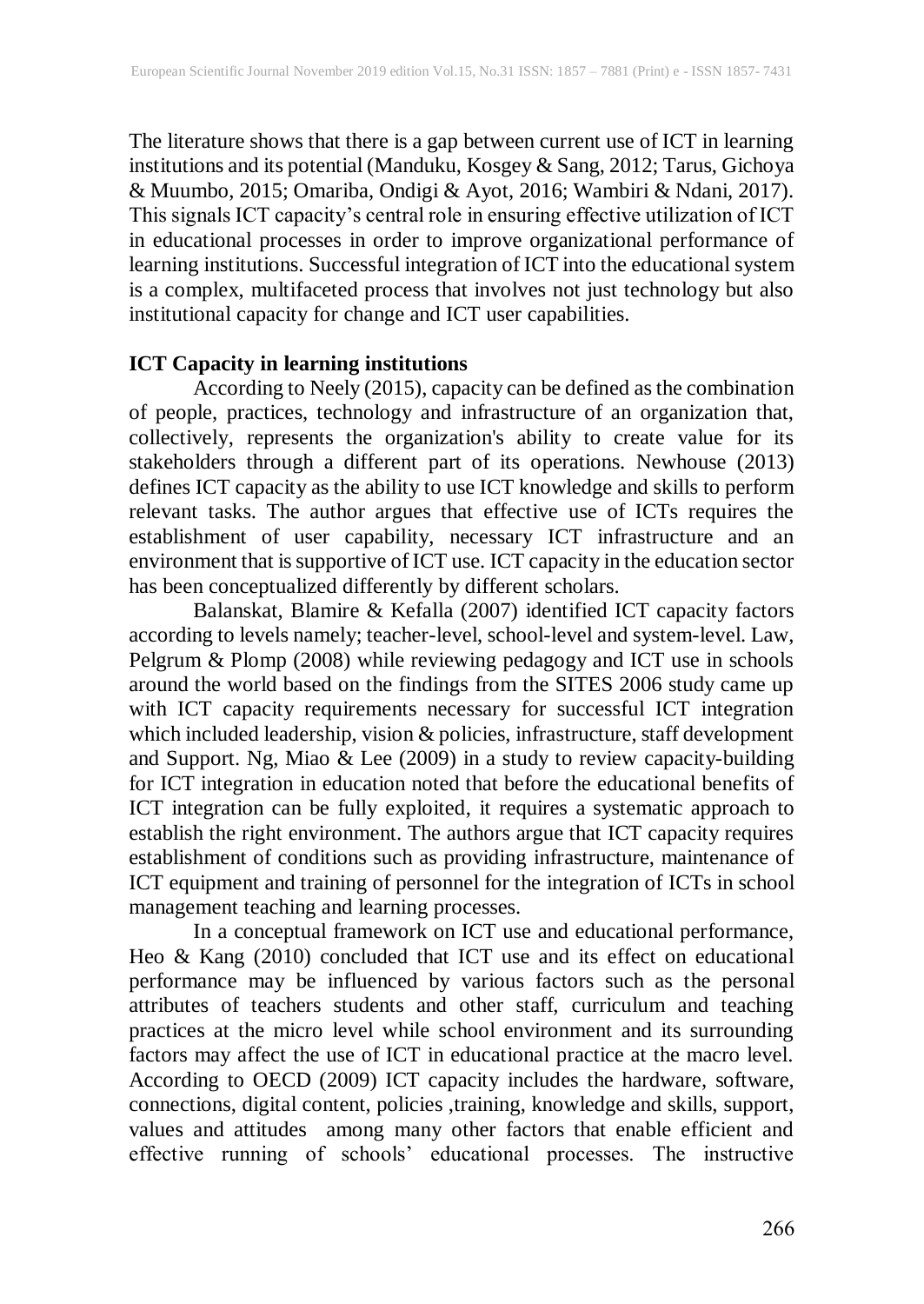The literature shows that there is a gap between current use of ICT in learning institutions and its potential (Manduku, Kosgey & Sang, 2012; Tarus, Gichoya & Muumbo, 2015; Omariba, Ondigi & Ayot, 2016; Wambiri & Ndani, 2017). This signals ICT capacity's central role in ensuring effective utilization of ICT in educational processes in order to improve organizational performance of learning institutions. Successful integration of ICT into the educational system is a complex, multifaceted process that involves not just technology but also institutional capacity for change and ICT user capabilities.

**ICT Capacity in learning institutions**

According to Neely (2015), capacity can be defined as the combination of people, practices, technology and infrastructure of an organization that, collectively, represents the organization's ability to create value for its stakeholders through a different part of its operations. Newhouse (2013) defines ICT capacity as the ability to use ICT knowledge and skills to perform relevant tasks. The author argues that effective use of ICTs requires the establishment of user capability, necessary ICT infrastructure and an environment that is supportive of ICT use. ICT capacity in the education sector has been conceptualized differently by different scholars.

Balanskat, Blamire & Kefalla (2007) identified ICT capacity factors according to levels namely; teacher-level, school-level and system-level. Law, Pelgrum & Plomp (2008) while reviewing pedagogy and ICT use in schools around the world based on the findings from the SITES 2006 study came up with ICT capacity requirements necessary for successful ICT integration which included leadership, vision & policies, infrastructure, staff development and Support. Ng, Miao & Lee (2009) in a study to review capacity-building for ICT integration in education noted that before the educational benefits of ICT integration can be fully exploited, it requires a systematic approach to establish the right environment. The authors argue that ICT capacity requires establishment of conditions such as providing infrastructure, maintenance of ICT equipment and training of personnel for the integration of ICTs in school management teaching and learning processes.

In a conceptual framework on ICT use and educational performance, Heo & Kang (2010) concluded that ICT use and its effect on educational performance may be influenced by various factors such as the personal attributes of teachers students and other staff, curriculum and teaching practices at the micro level while school environment and its surrounding factors may affect the use of ICT in educational practice at the macro level. According to OECD (2009) ICT capacity includes the hardware, software, connections, digital content, policies ,training, knowledge and skills, support, values and attitudes among many other factors that enable efficient and effective running of schools' educational processes. The instructive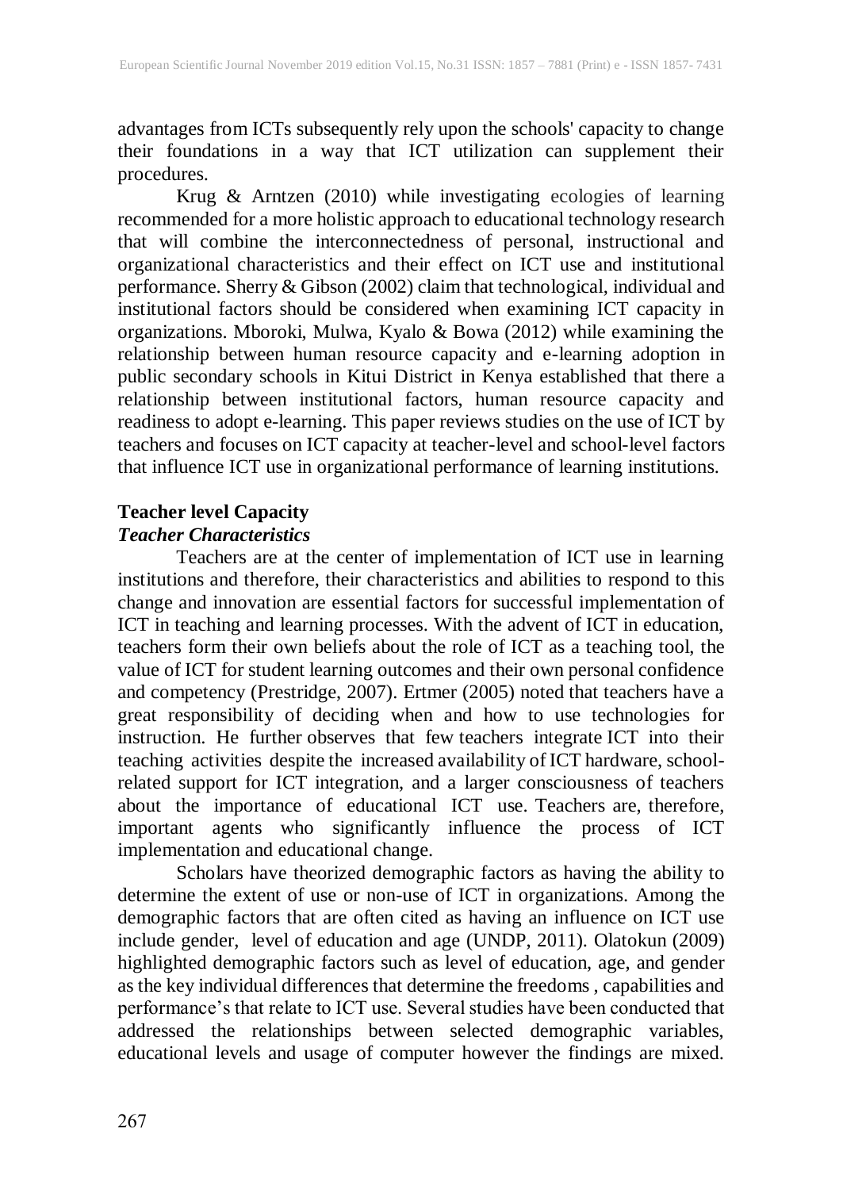advantages from ICTs subsequently rely upon the schools' capacity to change their foundations in a way that ICT utilization can supplement their procedures.

Krug & Arntzen (2010) while investigating ecologies of learning recommended for a more holistic approach to educational technology research that will combine the interconnectedness of personal, instructional and organizational characteristics and their effect on ICT use and institutional performance. Sherry & Gibson (2002) claim that technological, individual and institutional factors should be considered when examining ICT capacity in organizations. Mboroki, Mulwa, Kyalo & Bowa (2012) while examining the relationship between human resource capacity and e-learning adoption in public secondary schools in Kitui District in Kenya established that there a relationship between institutional factors, human resource capacity and readiness to adopt e-learning. This paper reviews studies on the use of ICT by teachers and focuses on ICT capacity at teacher-level and school-level factors that influence ICT use in organizational performance of learning institutions.

## Teacher level Capacity

### *Teacher Characteristics*

Teachers are at the center of implementation of ICT use in learning institutions and therefore, their characteristics and abilities to respond to this change and innovation are essential factors for successful implementation of ICT in teaching and learning processes. With the advent of ICT in education, teachers form their own beliefs about the role of ICT as a teaching tool, the value of ICT for student learning outcomes and their own personal confidence and competency (Prestridge, 2007). Ertmer (2005) noted that teachers have a great responsibility of deciding when and how to use technologies for instruction. He further observes that few teachers integrate ICT into their teaching activities despite the increased availability of ICT hardware, school-related support for ICT integration, and a larger consciousness of teachers about the importance of educational ICT use. Teachers are, therefore, important agents who significantly influence the process of ICT implementation and educational change.

Scholars have theorized demographic factors as having the ability to determine the extent of use or non-use of ICT in organizations. Among the demographic factors that are often cited as having an influence on ICT use include gender, level of education and age (UNDP, 2011). Olatokun (2009) highlighted demographic factors such as level of education, age, and gender as the key individual differences that determine the freedoms , capabilities and performance's that relate to ICT use. Several studies have been conducted that addressed the relationships between selected demographic variables, educational levels and usage of computer however the findings are mixed.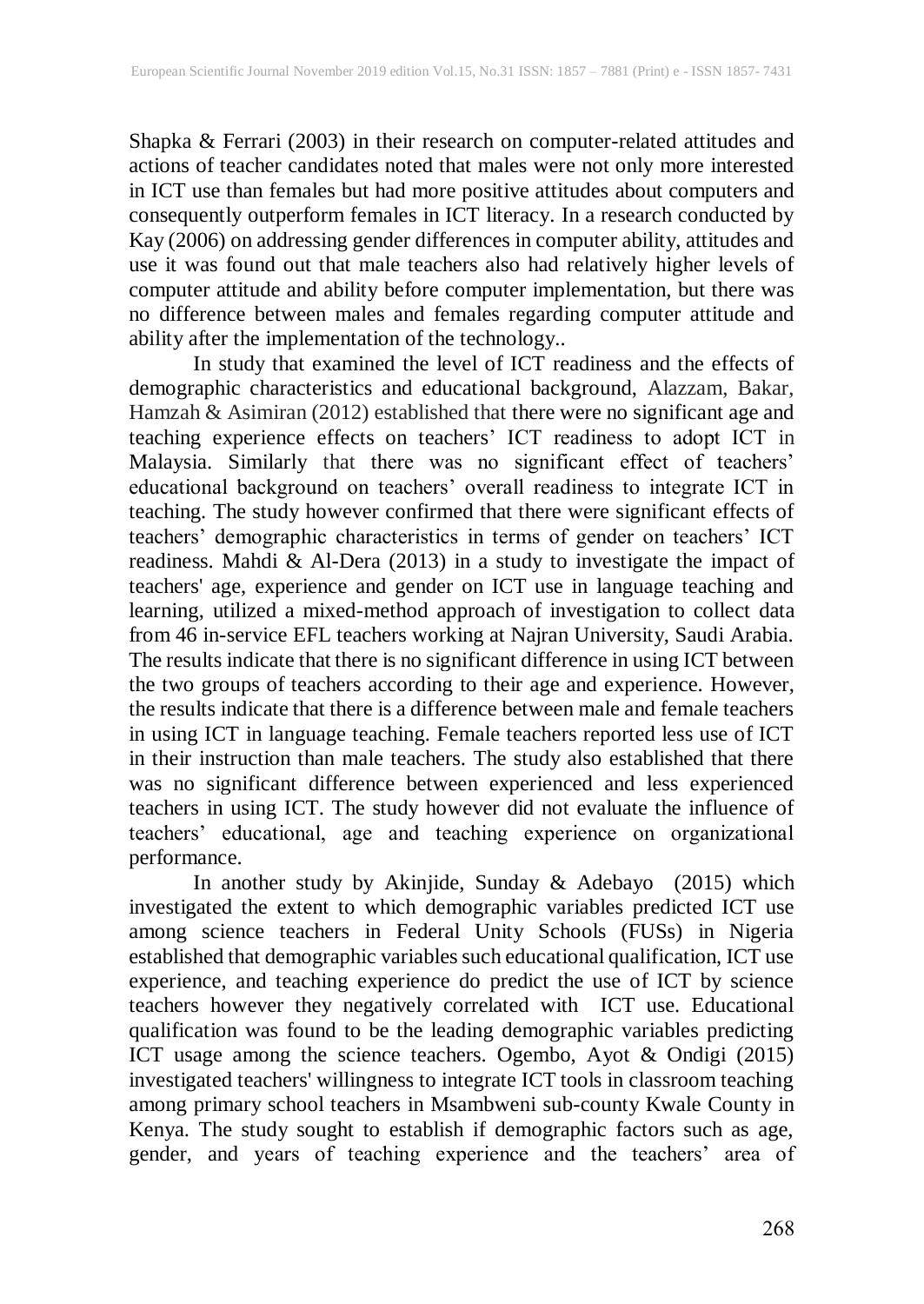Shapka & Ferrari (2003) in their research on computer-related attitudes and actions of teacher candidates noted that males were not only more interested in ICT use than females but had more positive attitudes about computers and consequently outperform females in ICT literacy. In a research conducted by Kay (2006) on addressing gender differences in computer ability, attitudes and use it was found out that male teachers also had relatively higher levels of computer attitude and ability before computer implementation, but there was no difference between males and females regarding computer attitude and ability after the implementation of the technology..

In study that examined the level of ICT readiness and the effects of demographic characteristics and educational background, Alazzam, Bakar, Hamzah & Asimiran (2012) established that there were no significant age and teaching experience effects on teachers' ICT readiness to adopt ICT in Malaysia. Similarly that there was no significant effect of teachers' educational background on teachers' overall readiness to integrate ICT in teaching. The study however confirmed that there were significant effects of teachers' demographic characteristics in terms of gender on teachers' ICT readiness. Mahdi & Al-Dera (2013) in a study to investigate the impact of teachers' age, experience and gender on ICT use in language teaching and learning, utilized a mixed-method approach of investigation to collect data from 46 in-service EFL teachers working at Najran University, Saudi Arabia. The results indicate that there is no significant difference in using ICT between the two groups of teachers according to their age and experience. However, the results indicate that there is a difference between male and female teachers in using ICT in language teaching. Female teachers reported less use of ICT in their instruction than male teachers. The study also established that there was no significant difference between experienced and less experienced teachers in using ICT. The study however did not evaluate the influence of teachers' educational, age and teaching experience on organizational performance.

In another study by Akinjide, Sunday & Adebayo (2015) which investigated the extent to which demographic variables predicted ICT use among science teachers in Federal Unity Schools (FUSs) in Nigeria established that demographic variables such educational qualification, ICT use experience, and teaching experience do predict the use of ICT by science teachers however they negatively correlated with ICT use. Educational qualification was found to be the leading demographic variables predicting ICT usage among the science teachers. Ogembo, Ayot & Ondigi (2015) investigated teachers' willingness to integrate ICT tools in classroom teaching among primary school teachers in Msambweni sub-county Kwale County in Kenya. The study sought to establish if demographic factors such as age, gender, and years of teaching experience and the teachers' area of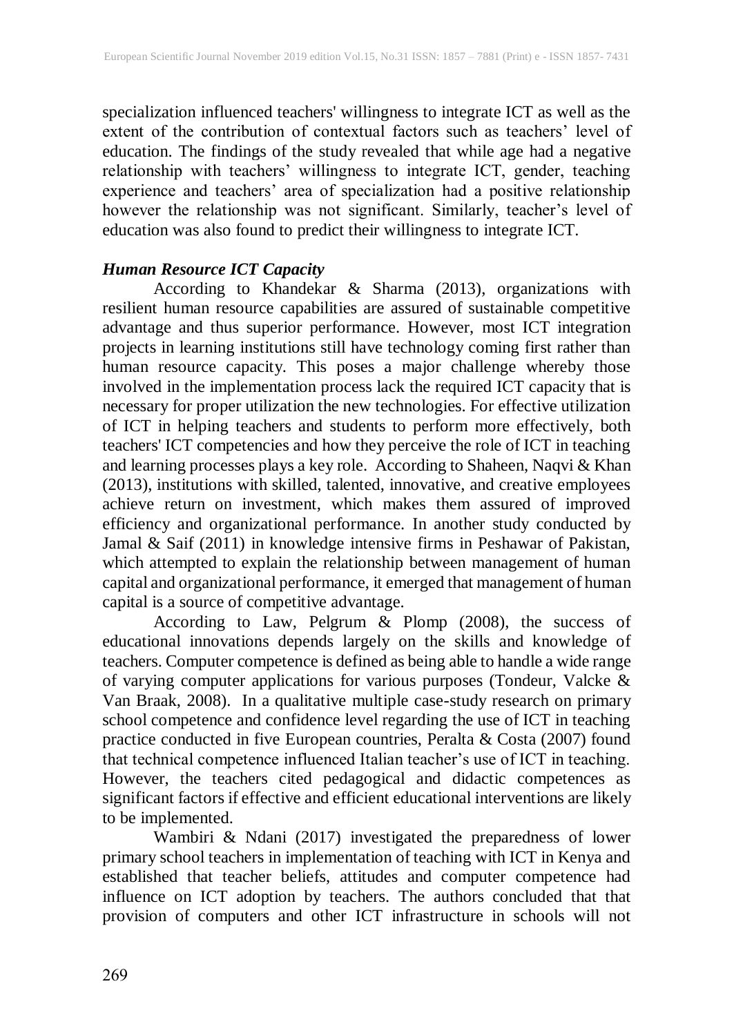specialization influenced teachers' willingness to integrate ICT as well as the extent of the contribution of contextual factors such as teachers' level of education. The findings of the study revealed that while age had a negative relationship with teachers' willingness to integrate ICT, gender, teaching experience and teachers' area of specialization had a positive relationship however the relationship was not significant. Similarly, teacher's level of education was also found to predict their willingness to integrate ICT.

***Human Resource ICT Capacity***

According to Khandekar & Sharma (2013), organizations with resilient human resource capabilities are assured of sustainable competitive advantage and thus superior performance. However, most ICT integration projects in learning institutions still have technology coming first rather than human resource capacity. This poses a major challenge whereby those involved in the implementation process lack the required ICT capacity that is necessary for proper utilization the new technologies. For effective utilization of ICT in helping teachers and students to perform more effectively, both teachers' ICT competencies and how they perceive the role of ICT in teaching and learning processes plays a key role. According to Shaheen, Naqvi & Khan (2013), institutions with skilled, talented, innovative, and creative employees achieve return on investment, which makes them assured of improved efficiency and organizational performance. In another study conducted by Jamal & Saif (2011) in knowledge intensive firms in Peshawar of Pakistan, which attempted to explain the relationship between management of human capital and organizational performance, it emerged that management of human capital is a source of competitive advantage.

According to Law, Pelgrum & Plomp (2008), the success of educational innovations depends largely on the skills and knowledge of teachers. Computer competence is defined as being able to handle a wide range of varying computer applications for various purposes (Tondeur, Valcke & Van Braak, 2008). In a qualitative multiple case-study research on primary school competence and confidence level regarding the use of ICT in teaching practice conducted in five European countries, Peralta & Costa (2007) found that technical competence influenced Italian teacher's use of ICT in teaching. However, the teachers cited pedagogical and didactic competences as significant factors if effective and efficient educational interventions are likely to be implemented.

Wambiri & Ndani (2017) investigated the preparedness of lower primary school teachers in implementation of teaching with ICT in Kenya and established that teacher beliefs, attitudes and computer competence had influence on ICT adoption by teachers. The authors concluded that that provision of computers and other ICT infrastructure in schools will not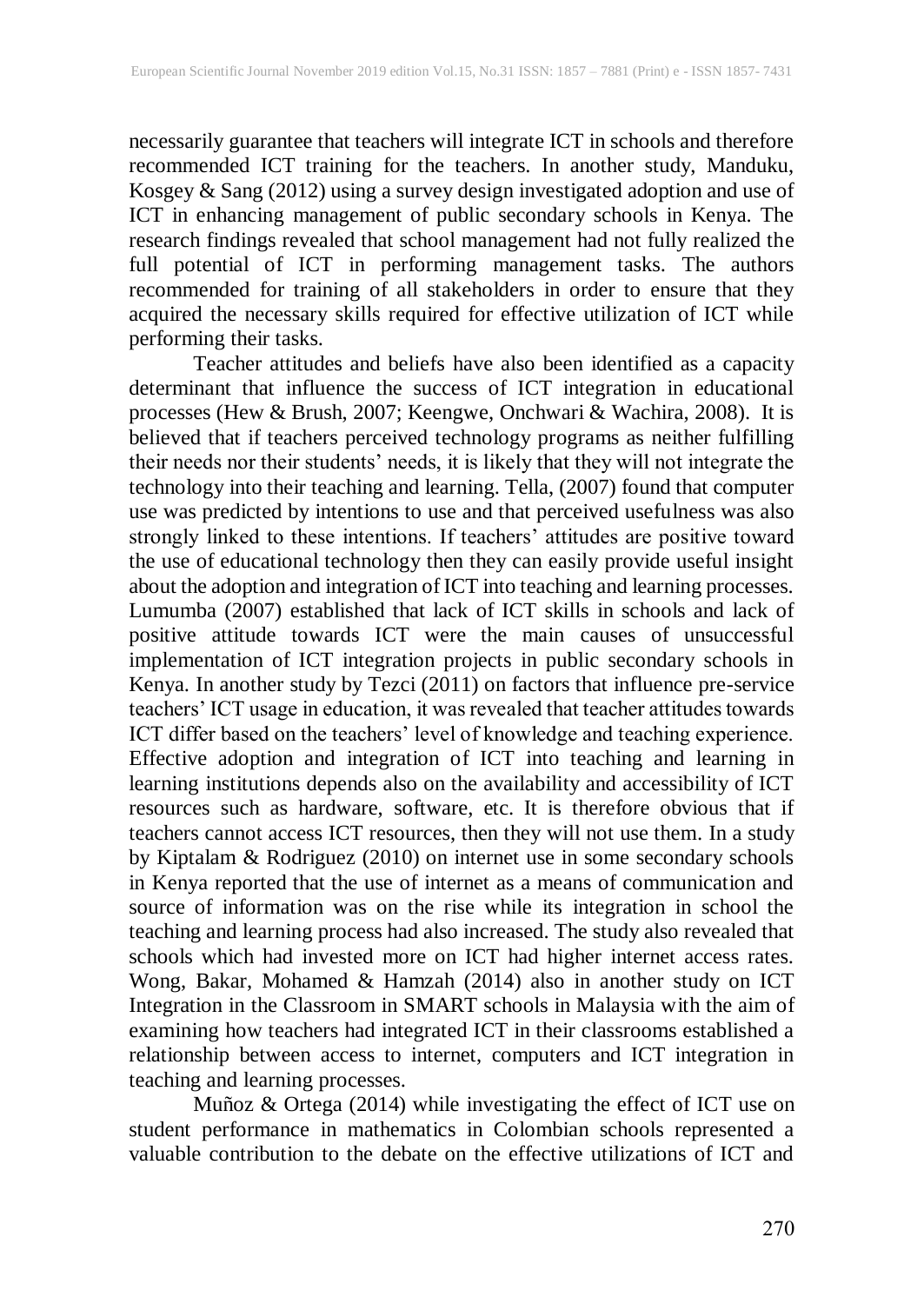necessarily guarantee that teachers will integrate ICT in schools and therefore recommended ICT training for the teachers. In another study, Manduku, Kosgey & Sang (2012) using a survey design investigated adoption and use of ICT in enhancing management of public secondary schools in Kenya. The research findings revealed that school management had not fully realized the full potential of ICT in performing management tasks. The authors recommended for training of all stakeholders in order to ensure that they acquired the necessary skills required for effective utilization of ICT while performing their tasks.

Teacher attitudes and beliefs have also been identified as a capacity determinant that influence the success of ICT integration in educational processes (Hew & Brush, 2007; Keengwe, Onchwari & Wachira, 2008). It is believed that if teachers perceived technology programs as neither fulfilling their needs nor their students' needs, it is likely that they will not integrate the technology into their teaching and learning. Tella, (2007) found that computer use was predicted by intentions to use and that perceived usefulness was also strongly linked to these intentions. If teachers' attitudes are positive toward the use of educational technology then they can easily provide useful insight about the adoption and integration of ICT into teaching and learning processes. Lumumba (2007) established that lack of ICT skills in schools and lack of positive attitude towards ICT were the main causes of unsuccessful implementation of ICT integration projects in public secondary schools in Kenya. In another study by Tezci (2011) on factors that influence pre-service teachers' ICT usage in education, it was revealed that teacher attitudes towards ICT differ based on the teachers' level of knowledge and teaching experience. Effective adoption and integration of ICT into teaching and learning in learning institutions depends also on the availability and accessibility of ICT resources such as hardware, software, etc. It is therefore obvious that if teachers cannot access ICT resources, then they will not use them. In a study by Kiptalam & Rodriguez (2010) on internet use in some secondary schools in Kenya reported that the use of internet as a means of communication and source of information was on the rise while its integration in school the teaching and learning process had also increased. The study also revealed that schools which had invested more on ICT had higher internet access rates. Wong, Bakar, Mohamed & Hamzah (2014) also in another study on ICT Integration in the Classroom in SMART schools in Malaysia with the aim of examining how teachers had integrated ICT in their classrooms established a relationship between access to internet, computers and ICT integration in teaching and learning processes.

Muñoz & Ortega (2014) while investigating the effect of ICT use on student performance in mathematics in Colombian schools represented a valuable contribution to the debate on the effective utilizations of ICT and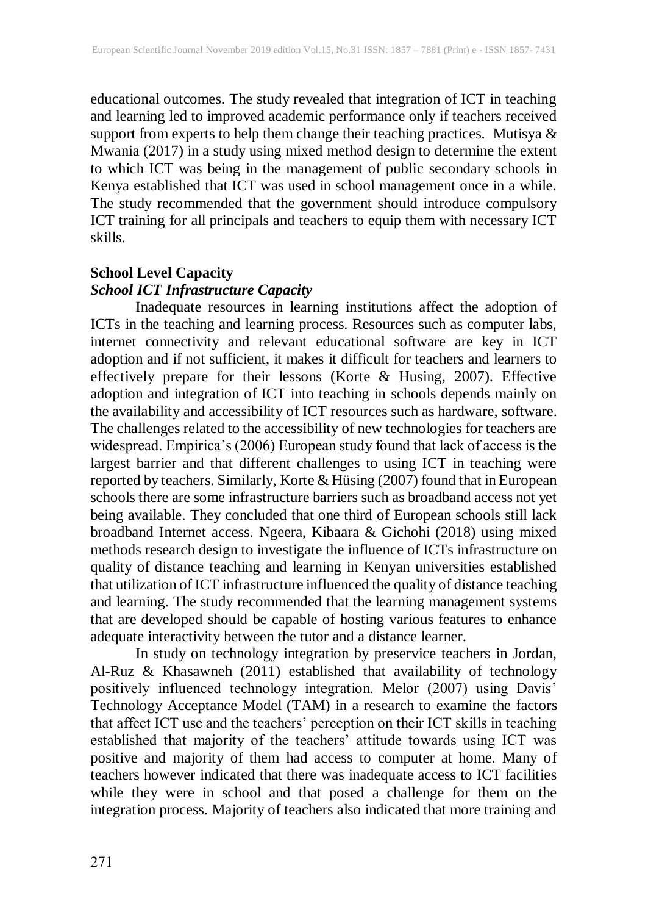educational outcomes. The study revealed that integration of ICT in teaching and learning led to improved academic performance only if teachers received support from experts to help them change their teaching practices. Mutisya & Mwania (2017) in a study using mixed method design to determine the extent to which ICT was being in the management of public secondary schools in Kenya established that ICT was used in school management once in a while. The study recommended that the government should introduce compulsory ICT training for all principals and teachers to equip them with necessary ICT skills.

### School Level Capacity

#### *School ICT Infrastructure Capacity*

Inadequate resources in learning institutions affect the adoption of ICTs in the teaching and learning process. Resources such as computer labs, internet connectivity and relevant educational software are key in ICT adoption and if not sufficient, it makes it difficult for teachers and learners to effectively prepare for their lessons (Korte & Husing, 2007). Effective adoption and integration of ICT into teaching in schools depends mainly on the availability and accessibility of ICT resources such as hardware, software. The challenges related to the accessibility of new technologies for teachers are widespread. Empirica's (2006) European study found that lack of access is the largest barrier and that different challenges to using ICT in teaching were reported by teachers. Similarly, Korte & Hüsing (2007) found that in European schools there are some infrastructure barriers such as broadband access not yet being available. They concluded that one third of European schools still lack broadband Internet access. Ngeera, Kibaara & Gichohi (2018) using mixed methods research design to investigate the influence of ICTs infrastructure on quality of distance teaching and learning in Kenyan universities established that utilization of ICT infrastructure influenced the quality of distance teaching and learning. The study recommended that the learning management systems that are developed should be capable of hosting various features to enhance adequate interactivity between the tutor and a distance learner.

In study on technology integration by preservice teachers in Jordan, Al-Ruz & Khasawneh (2011) established that availability of technology positively influenced technology integration. Melor (2007) using Davis' Technology Acceptance Model (TAM) in a research to examine the factors that affect ICT use and the teachers' perception on their ICT skills in teaching established that majority of the teachers' attitude towards using ICT was positive and majority of them had access to computer at home. Many of teachers however indicated that there was inadequate access to ICT facilities while they were in school and that posed a challenge for them on the integration process. Majority of teachers also indicated that more training and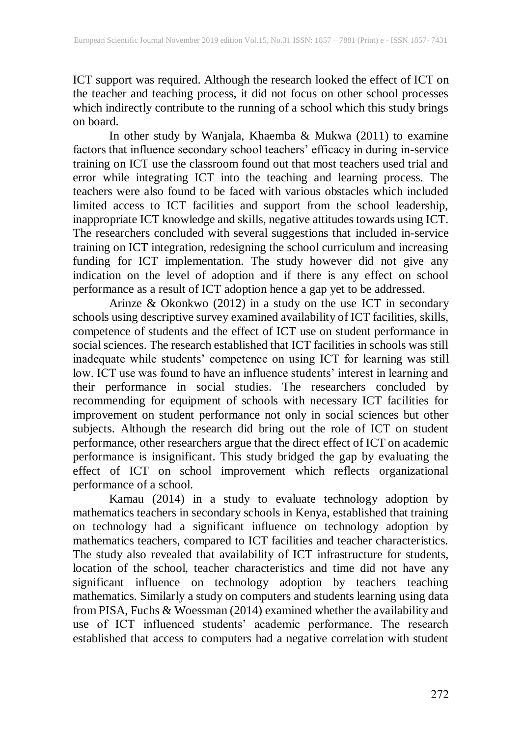ICT support was required. Although the research looked the effect of ICT on the teacher and teaching process, it did not focus on other school processes which indirectly contribute to the running of a school which this study brings on board.

In other study by Wanjala, Khaemba & Mukwa (2011) to examine factors that influence secondary school teachers' efficacy in during in-service training on ICT use the classroom found out that most teachers used trial and error while integrating ICT into the teaching and learning process. The teachers were also found to be faced with various obstacles which included limited access to ICT facilities and support from the school leadership, inappropriate ICT knowledge and skills, negative attitudes towards using ICT. The researchers concluded with several suggestions that included in-service training on ICT integration, redesigning the school curriculum and increasing funding for ICT implementation. The study however did not give any indication on the level of adoption and if there is any effect on school performance as a result of ICT adoption hence a gap yet to be addressed.

Arinze & Okonkwo (2012) in a study on the use ICT in secondary schools using descriptive survey examined availability of ICT facilities, skills, competence of students and the effect of ICT use on student performance in social sciences. The research established that ICT facilities in schools was still inadequate while students' competence on using ICT for learning was still low. ICT use was found to have an influence students' interest in learning and their performance in social studies. The researchers concluded by recommending for equipment of schools with necessary ICT facilities for improvement on student performance not only in social sciences but other subjects. Although the research did bring out the role of ICT on student performance, other researchers argue that the direct effect of ICT on academic performance is insignificant. This study bridged the gap by evaluating the effect of ICT on school improvement which reflects organizational performance of a school.

Kamau (2014) in a study to evaluate technology adoption by mathematics teachers in secondary schools in Kenya, established that training on technology had a significant influence on technology adoption by mathematics teachers, compared to ICT facilities and teacher characteristics. The study also revealed that availability of ICT infrastructure for students, location of the school, teacher characteristics and time did not have any significant influence on technology adoption by teachers teaching mathematics. Similarly a study on computers and students learning using data from PISA, Fuchs & Woessman (2014) examined whether the availability and use of ICT influenced students' academic performance. The research established that access to computers had a negative correlation with student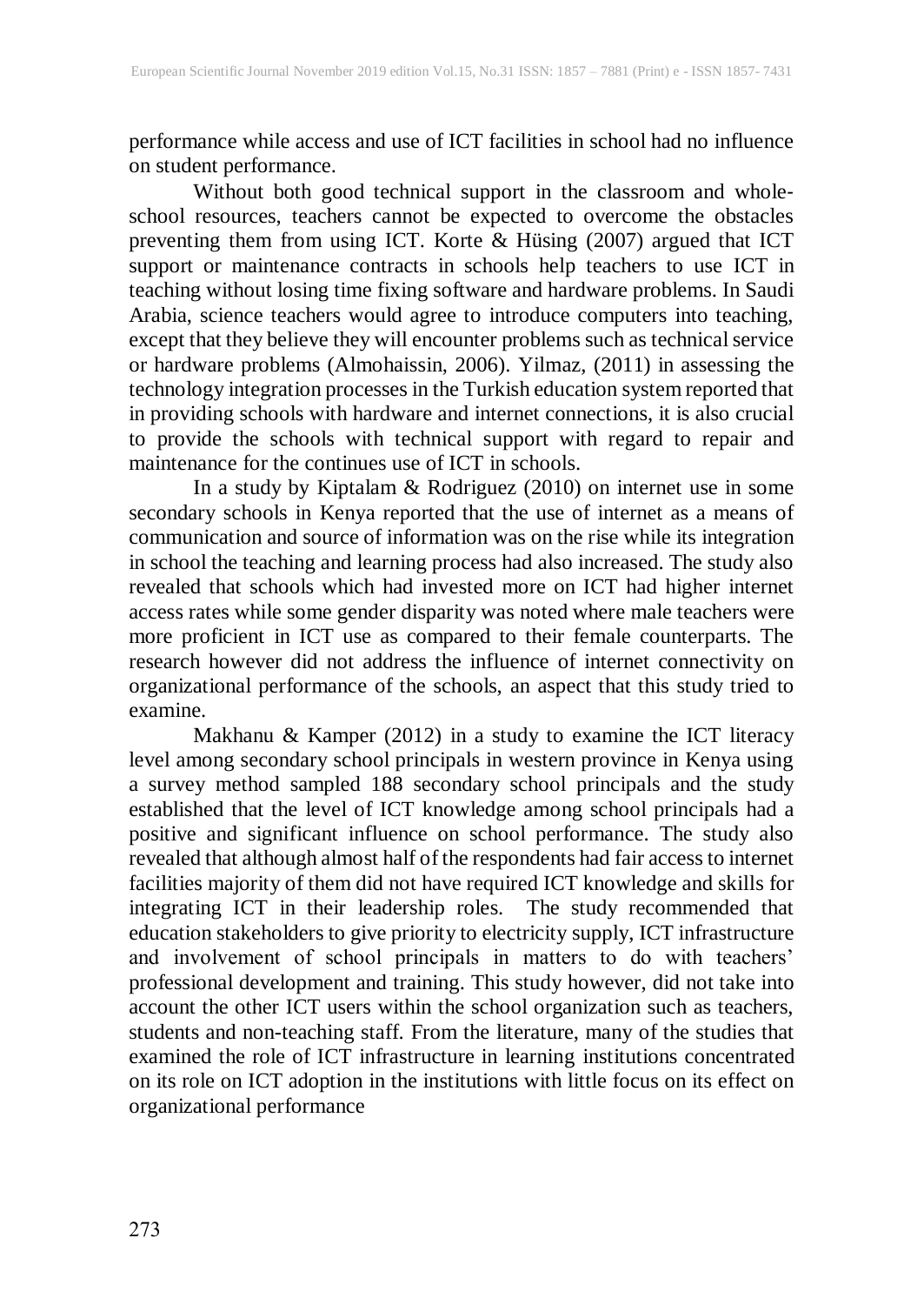performance while access and use of ICT facilities in school had no influence on student performance.

Without both good technical support in the classroom and whole-school resources, teachers cannot be expected to overcome the obstacles preventing them from using ICT. Korte & Hüsing (2007) argued that ICT support or maintenance contracts in schools help teachers to use ICT in teaching without losing time fixing software and hardware problems. In Saudi Arabia, science teachers would agree to introduce computers into teaching, except that they believe they will encounter problems such as technical service or hardware problems (Almohaissin, 2006). Yilmaz, (2011) in assessing the technology integration processes in the Turkish education system reported that in providing schools with hardware and internet connections, it is also crucial to provide the schools with technical support with regard to repair and maintenance for the continues use of ICT in schools.

In a study by Kiptalam & Rodriguez (2010) on internet use in some secondary schools in Kenya reported that the use of internet as a means of communication and source of information was on the rise while its integration in school the teaching and learning process had also increased. The study also revealed that schools which had invested more on ICT had higher internet access rates while some gender disparity was noted where male teachers were more proficient in ICT use as compared to their female counterparts. The research however did not address the influence of internet connectivity on organizational performance of the schools, an aspect that this study tried to examine.

Makhanu & Kamper (2012) in a study to examine the ICT literacy level among secondary school principals in western province in Kenya using a survey method sampled 188 secondary school principals and the study established that the level of ICT knowledge among school principals had a positive and significant influence on school performance. The study also revealed that although almost half of the respondents had fair access to internet facilities majority of them did not have required ICT knowledge and skills for integrating ICT in their leadership roles. The study recommended that education stakeholders to give priority to electricity supply, ICT infrastructure and involvement of school principals in matters to do with teachers' professional development and training. This study however, did not take into account the other ICT users within the school organization such as teachers, students and non-teaching staff. From the literature, many of the studies that examined the role of ICT infrastructure in learning institutions concentrated on its role on ICT adoption in the institutions with little focus on its effect on organizational performance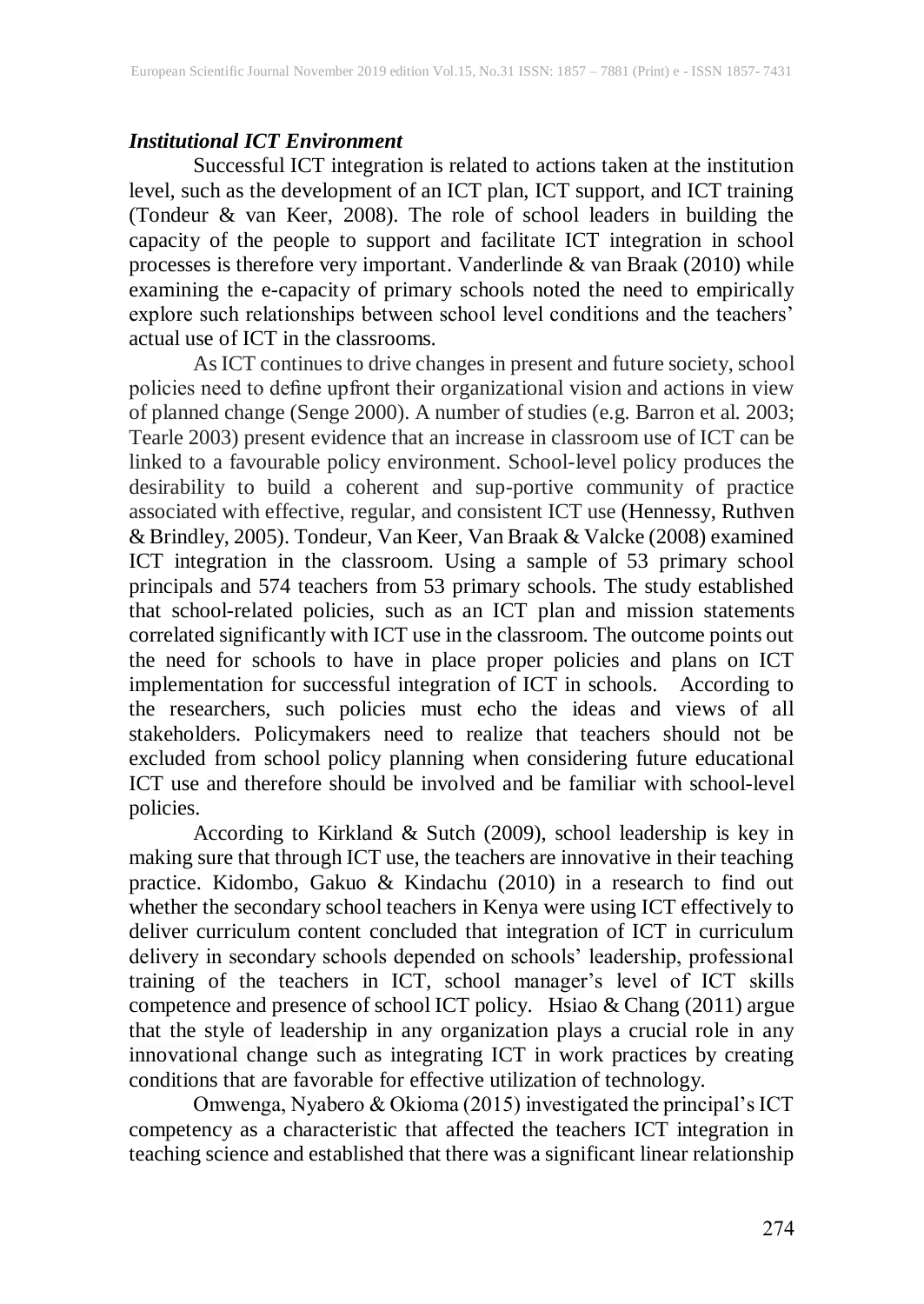### *Institutional ICT Environment*

Successful ICT integration is related to actions taken at the institution level, such as the development of an ICT plan, ICT support, and ICT training (Tondeur & van Keer, 2008). The role of school leaders in building the capacity of the people to support and facilitate ICT integration in school processes is therefore very important. Vanderlinde & van Braak (2010) while examining the e-capacity of primary schools noted the need to empirically explore such relationships between school level conditions and the teachers' actual use of ICT in the classrooms.

As ICT continues to drive changes in present and future society, school policies need to define upfront their organizational vision and actions in view of planned change (Senge 2000). A number of studies (e.g. Barron et al. 2003; Tearle 2003) present evidence that an increase in classroom use of ICT can be linked to a favourable policy environment. School-level policy produces the desirability to build a coherent and sup-portive community of practice associated with effective, regular, and consistent ICT use (Hennessy, Ruthven & Brindley, 2005). Tondeur, Van Keer, Van Braak & Valcke (2008) examined ICT integration in the classroom. Using a sample of 53 primary school principals and 574 teachers from 53 primary schools. The study established that school-related policies, such as an ICT plan and mission statements correlated significantly with ICT use in the classroom. The outcome points out the need for schools to have in place proper policies and plans on ICT implementation for successful integration of ICT in schools. According to the researchers, such policies must echo the ideas and views of all stakeholders. Policymakers need to realize that teachers should not be excluded from school policy planning when considering future educational ICT use and therefore should be involved and be familiar with school-level policies.

According to Kirkland & Sutch (2009), school leadership is key in making sure that through ICT use, the teachers are innovative in their teaching practice. Kidombo, Gakuo & Kindachu (2010) in a research to find out whether the secondary school teachers in Kenya were using ICT effectively to deliver curriculum content concluded that integration of ICT in curriculum delivery in secondary schools depended on schools' leadership, professional training of the teachers in ICT, school manager's level of ICT skills competence and presence of school ICT policy. Hsiao & Chang (2011) argue that the style of leadership in any organization plays a crucial role in any innovational change such as integrating ICT in work practices by creating conditions that are favorable for effective utilization of technology.

Omwenga, Nyabero & Okioma (2015) investigated the principal's ICT competency as a characteristic that affected the teachers ICT integration in teaching science and established that there was a significant linear relationship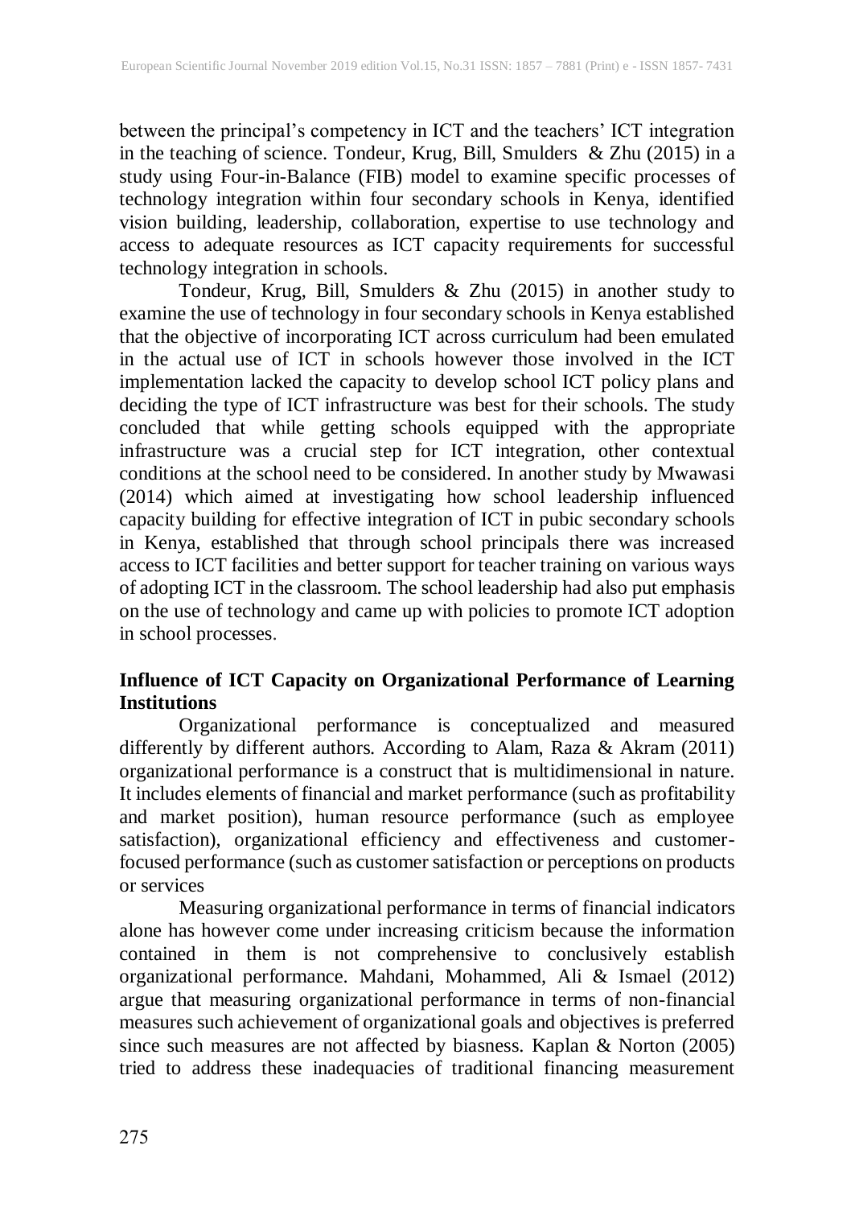between the principal's competency in ICT and the teachers' ICT integration in the teaching of science. Tondeur, Krug, Bill, Smulders & Zhu (2015) in a study using Four-in-Balance (FIB) model to examine specific processes of technology integration within four secondary schools in Kenya, identified vision building, leadership, collaboration, expertise to use technology and access to adequate resources as ICT capacity requirements for successful technology integration in schools.

Tondeur, Krug, Bill, Smulders & Zhu (2015) in another study to examine the use of technology in four secondary schools in Kenya established that the objective of incorporating ICT across curriculum had been emulated in the actual use of ICT in schools however those involved in the ICT implementation lacked the capacity to develop school ICT policy plans and deciding the type of ICT infrastructure was best for their schools. The study concluded that while getting schools equipped with the appropriate infrastructure was a crucial step for ICT integration, other contextual conditions at the school need to be considered. In another study by Mwawasi (2014) which aimed at investigating how school leadership influenced capacity building for effective integration of ICT in pubic secondary schools in Kenya, established that through school principals there was increased access to ICT facilities and better support for teacher training on various ways of adopting ICT in the classroom. The school leadership had also put emphasis on the use of technology and came up with policies to promote ICT adoption in school processes.

**Influence of ICT Capacity on Organizational Performance of Learning Institutions**

Organizational performance is conceptualized and measured differently by different authors. According to Alam, Raza & Akram (2011) organizational performance is a construct that is multidimensional in nature. It includes elements of financial and market performance (such as profitability and market position), human resource performance (such as employee satisfaction), organizational efficiency and effectiveness and customer-focused performance (such as customer satisfaction or perceptions on products or services

Measuring organizational performance in terms of financial indicators alone has however come under increasing criticism because the information contained in them is not comprehensive to conclusively establish organizational performance. Mahdani, Mohammed, Ali & Ismael (2012) argue that measuring organizational performance in terms of non-financial measures such achievement of organizational goals and objectives is preferred since such measures are not affected by biasness. Kaplan & Norton (2005) tried to address these inadequacies of traditional financing measurement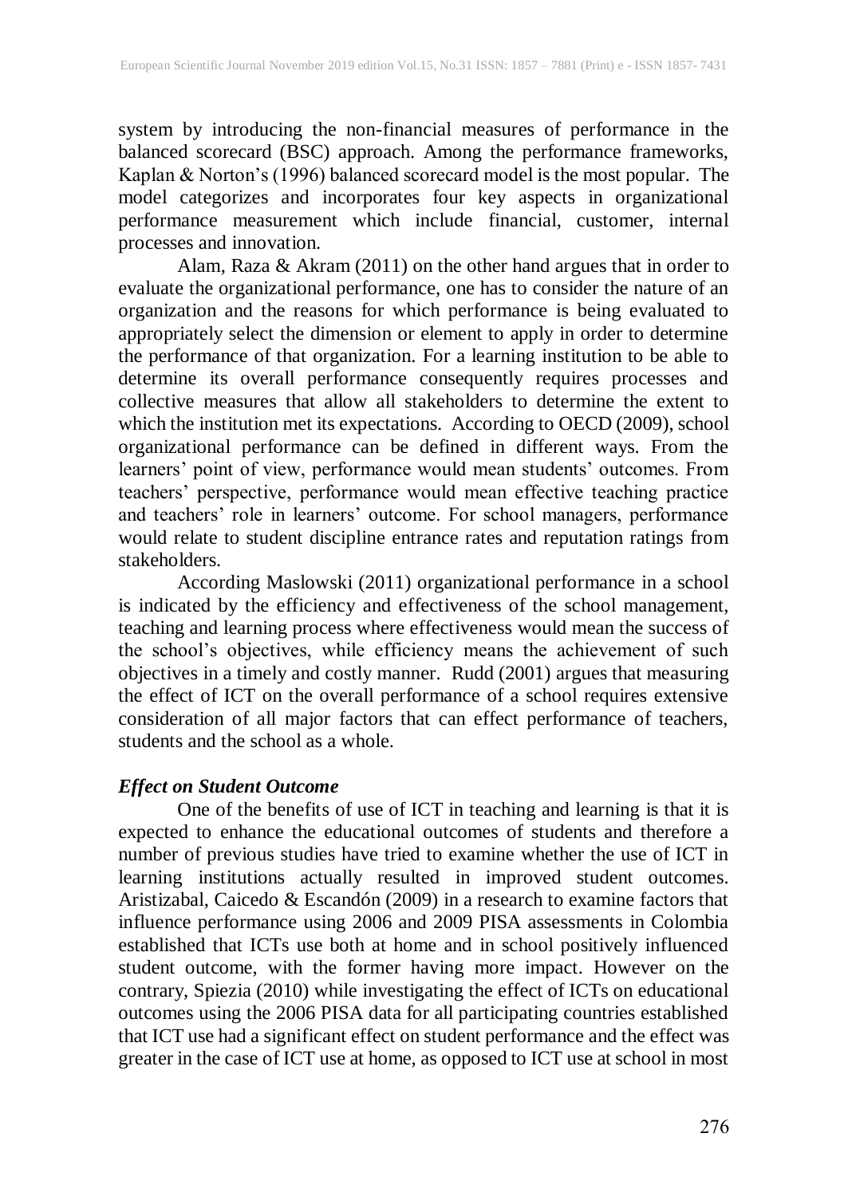system by introducing the non-financial measures of performance in the balanced scorecard (BSC) approach. Among the performance frameworks, Kaplan & Norton's (1996) balanced scorecard model is the most popular. The model categorizes and incorporates four key aspects in organizational performance measurement which include financial, customer, internal processes and innovation.

Alam, Raza & Akram (2011) on the other hand argues that in order to evaluate the organizational performance, one has to consider the nature of an organization and the reasons for which performance is being evaluated to appropriately select the dimension or element to apply in order to determine the performance of that organization. For a learning institution to be able to determine its overall performance consequently requires processes and collective measures that allow all stakeholders to determine the extent to which the institution met its expectations. According to OECD (2009), school organizational performance can be defined in different ways. From the learners' point of view, performance would mean students' outcomes. From teachers' perspective, performance would mean effective teaching practice and teachers' role in learners' outcome. For school managers, performance would relate to student discipline entrance rates and reputation ratings from stakeholders.

According Maslowski (2011) organizational performance in a school is indicated by the efficiency and effectiveness of the school management, teaching and learning process where effectiveness would mean the success of the school's objectives, while efficiency means the achievement of such objectives in a timely and costly manner. Rudd (2001) argues that measuring the effect of ICT on the overall performance of a school requires extensive consideration of all major factors that can effect performance of teachers, students and the school as a whole.

***Effect on Student Outcome***

One of the benefits of use of ICT in teaching and learning is that it is expected to enhance the educational outcomes of students and therefore a number of previous studies have tried to examine whether the use of ICT in learning institutions actually resulted in improved student outcomes. Aristizabal, Caicedo & Escandón (2009) in a research to examine factors that influence performance using 2006 and 2009 PISA assessments in Colombia established that ICTs use both at home and in school positively influenced student outcome, with the former having more impact. However on the contrary, Spiezia (2010) while investigating the effect of ICTs on educational outcomes using the 2006 PISA data for all participating countries established that ICT use had a significant effect on student performance and the effect was greater in the case of ICT use at home, as opposed to ICT use at school in most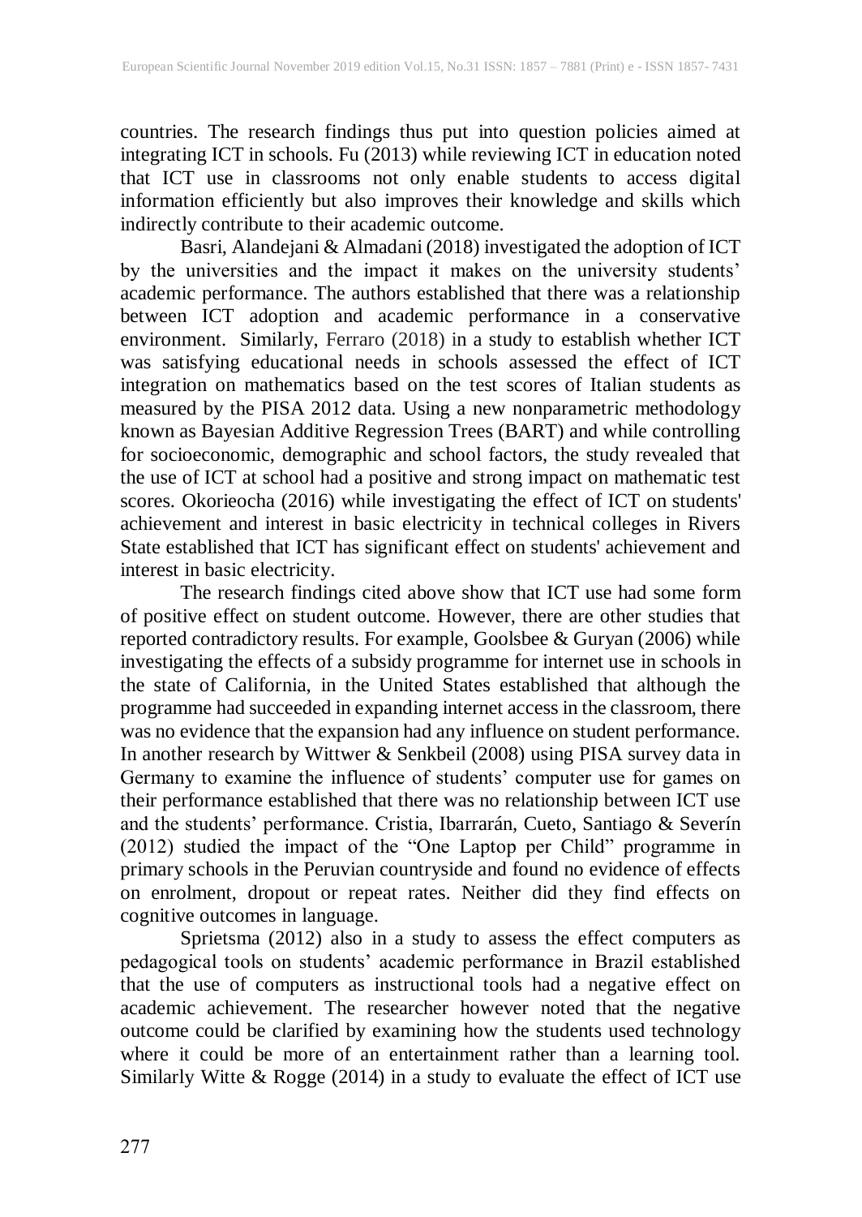countries. The research findings thus put into question policies aimed at integrating ICT in schools. Fu (2013) while reviewing ICT in education noted that ICT use in classrooms not only enable students to access digital information efficiently but also improves their knowledge and skills which indirectly contribute to their academic outcome.

Basri, Alandejani & Almadani (2018) investigated the adoption of ICT by the universities and the impact it makes on the university students' academic performance. The authors established that there was a relationship between ICT adoption and academic performance in a conservative environment. Similarly, Ferraro (2018) in a study to establish whether ICT was satisfying educational needs in schools assessed the effect of ICT integration on mathematics based on the test scores of Italian students as measured by the PISA 2012 data. Using a new nonparametric methodology known as Bayesian Additive Regression Trees (BART) and while controlling for socioeconomic, demographic and school factors, the study revealed that the use of ICT at school had a positive and strong impact on mathematic test scores. Okorieocha (2016) while investigating the effect of ICT on students' achievement and interest in basic electricity in technical colleges in Rivers State established that ICT has significant effect on students' achievement and interest in basic electricity.

The research findings cited above show that ICT use had some form of positive effect on student outcome. However, there are other studies that reported contradictory results. For example, Goolsbee & Guryan (2006) while investigating the effects of a subsidy programme for internet use in schools in the state of California, in the United States established that although the programme had succeeded in expanding internet access in the classroom, there was no evidence that the expansion had any influence on student performance. In another research by Wittwer & Senkbeil (2008) using PISA survey data in Germany to examine the influence of students' computer use for games on their performance established that there was no relationship between ICT use and the students' performance. Cristia, Ibarrarán, Cueto, Santiago & Severín (2012) studied the impact of the "One Laptop per Child" programme in primary schools in the Peruvian countryside and found no evidence of effects on enrolment, dropout or repeat rates. Neither did they find effects on cognitive outcomes in language.

Sprietsma (2012) also in a study to assess the effect computers as pedagogical tools on students' academic performance in Brazil established that the use of computers as instructional tools had a negative effect on academic achievement. The researcher however noted that the negative outcome could be clarified by examining how the students used technology where it could be more of an entertainment rather than a learning tool. Similarly Witte & Rogge (2014) in a study to evaluate the effect of ICT use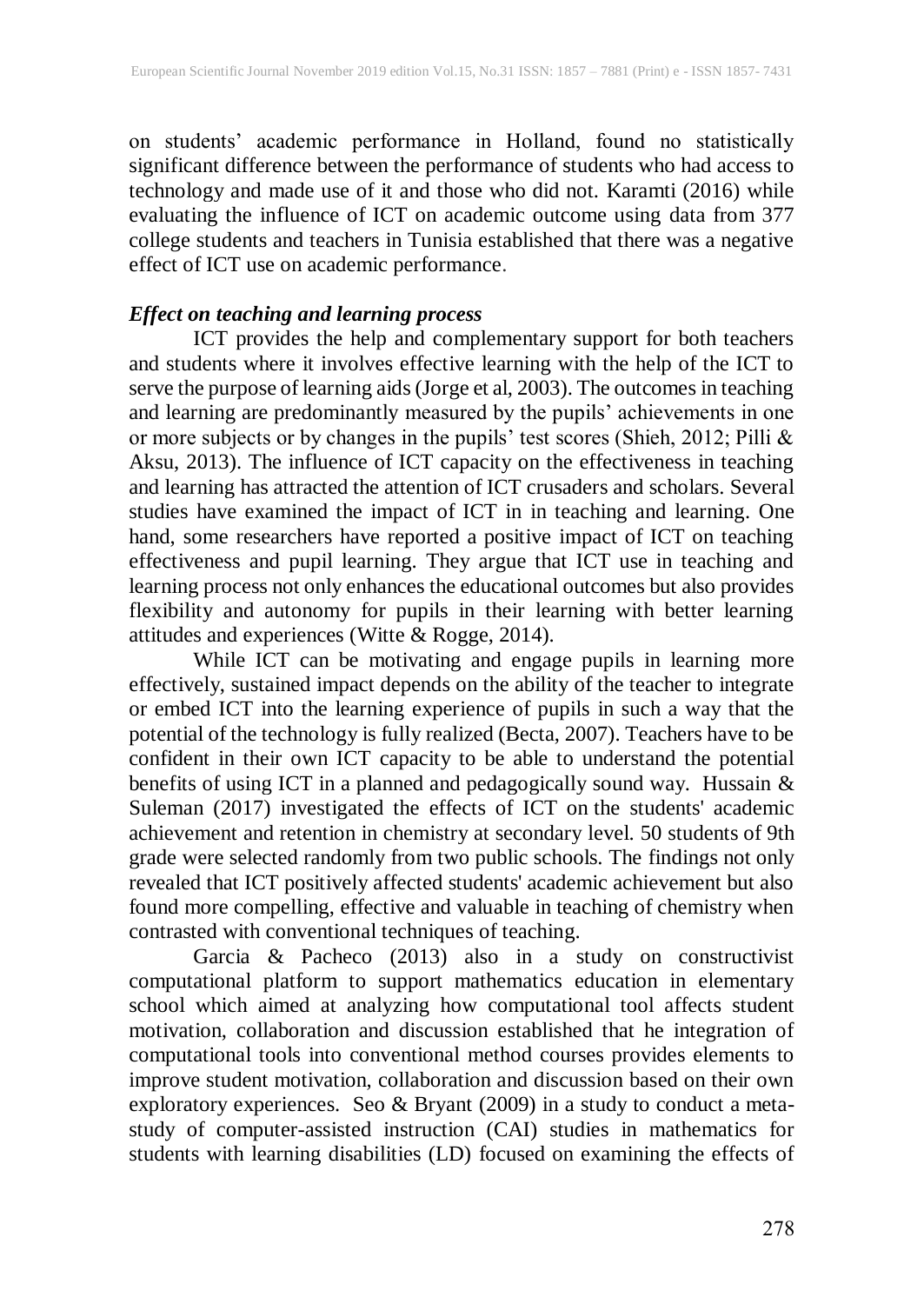on students' academic performance in Holland, found no statistically significant difference between the performance of students who had access to technology and made use of it and those who did not. Karamti (2016) while evaluating the influence of ICT on academic outcome using data from 377 college students and teachers in Tunisia established that there was a negative effect of ICT use on academic performance.

### *Effect on teaching and learning process*

ICT provides the help and complementary support for both teachers and students where it involves effective learning with the help of the ICT to serve the purpose of learning aids (Jorge et al, 2003). The outcomes in teaching and learning are predominantly measured by the pupils' achievements in one or more subjects or by changes in the pupils' test scores (Shieh, 2012; Pilli & Aksu, 2013). The influence of ICT capacity on the effectiveness in teaching and learning has attracted the attention of ICT crusaders and scholars. Several studies have examined the impact of ICT in in teaching and learning. One hand, some researchers have reported a positive impact of ICT on teaching effectiveness and pupil learning. They argue that ICT use in teaching and learning process not only enhances the educational outcomes but also provides flexibility and autonomy for pupils in their learning with better learning attitudes and experiences (Witte & Rogge, 2014).

While ICT can be motivating and engage pupils in learning more effectively, sustained impact depends on the ability of the teacher to integrate or embed ICT into the learning experience of pupils in such a way that the potential of the technology is fully realized (Becta, 2007). Teachers have to be confident in their own ICT capacity to be able to understand the potential benefits of using ICT in a planned and pedagogically sound way. Hussain & Suleman (2017) investigated the effects of ICT on the students' academic achievement and retention in chemistry at secondary level. 50 students of 9th grade were selected randomly from two public schools. The findings not only revealed that ICT positively affected students' academic achievement but also found more compelling, effective and valuable in teaching of chemistry when contrasted with conventional techniques of teaching.

Garcia & Pacheco (2013) also in a study on constructivist computational platform to support mathematics education in elementary school which aimed at analyzing how computational tool affects student motivation, collaboration and discussion established that he integration of computational tools into conventional method courses provides elements to improve student motivation, collaboration and discussion based on their own exploratory experiences. Seo & Bryant (2009) in a study to conduct a meta-study of computer-assisted instruction (CAI) studies in mathematics for students with learning disabilities (LD) focused on examining the effects of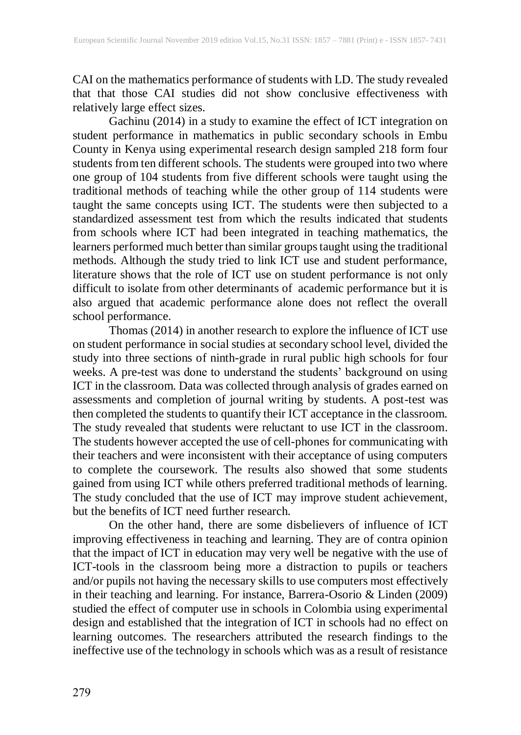CAI on the mathematics performance of students with LD. The study revealed that that those CAI studies did not show conclusive effectiveness with relatively large effect sizes.

Gachinu (2014) in a study to examine the effect of ICT integration on student performance in mathematics in public secondary schools in Embu County in Kenya using experimental research design sampled 218 form four students from ten different schools. The students were grouped into two where one group of 104 students from five different schools were taught using the traditional methods of teaching while the other group of 114 students were taught the same concepts using ICT. The students were then subjected to a standardized assessment test from which the results indicated that students from schools where ICT had been integrated in teaching mathematics, the learners performed much better than similar groups taught using the traditional methods. Although the study tried to link ICT use and student performance, literature shows that the role of ICT use on student performance is not only difficult to isolate from other determinants of academic performance but it is also argued that academic performance alone does not reflect the overall school performance.

Thomas (2014) in another research to explore the influence of ICT use on student performance in social studies at secondary school level, divided the study into three sections of ninth-grade in rural public high schools for four weeks. A pre-test was done to understand the students' background on using ICT in the classroom. Data was collected through analysis of grades earned on assessments and completion of journal writing by students. A post-test was then completed the students to quantify their ICT acceptance in the classroom. The study revealed that students were reluctant to use ICT in the classroom. The students however accepted the use of cell-phones for communicating with their teachers and were inconsistent with their acceptance of using computers to complete the coursework. The results also showed that some students gained from using ICT while others preferred traditional methods of learning. The study concluded that the use of ICT may improve student achievement, but the benefits of ICT need further research.

On the other hand, there are some disbelievers of influence of ICT improving effectiveness in teaching and learning. They are of contra opinion that the impact of ICT in education may very well be negative with the use of ICT-tools in the classroom being more a distraction to pupils or teachers and/or pupils not having the necessary skills to use computers most effectively in their teaching and learning. For instance, Barrera-Osorio & Linden (2009) studied the effect of computer use in schools in Colombia using experimental design and established that the integration of ICT in schools had no effect on learning outcomes. The researchers attributed the research findings to the ineffective use of the technology in schools which was as a result of resistance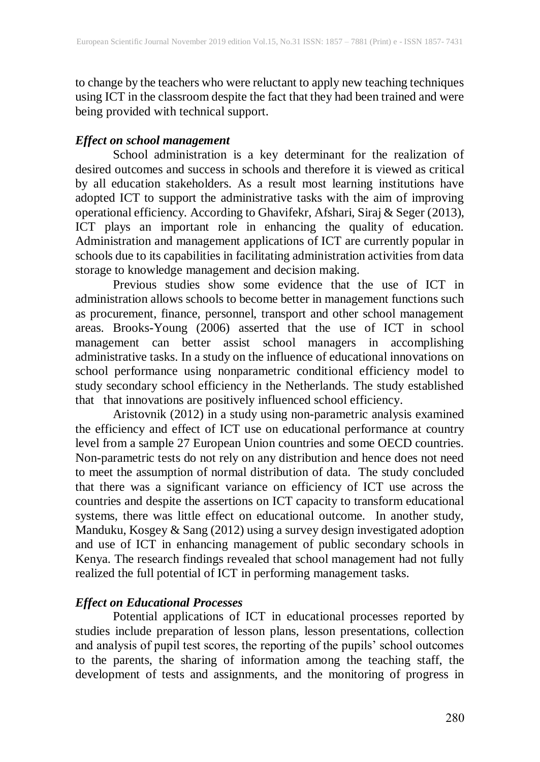to change by the teachers who were reluctant to apply new teaching techniques using ICT in the classroom despite the fact that they had been trained and were being provided with technical support.

### *Effect on school management*

School administration is a key determinant for the realization of desired outcomes and success in schools and therefore it is viewed as critical by all education stakeholders. As a result most learning institutions have adopted ICT to support the administrative tasks with the aim of improving operational efficiency. According to Ghavifekr, Afshari, Siraj & Seger (2013), ICT plays an important role in enhancing the quality of education. Administration and management applications of ICT are currently popular in schools due to its capabilities in facilitating administration activities from data storage to knowledge management and decision making.

Previous studies show some evidence that the use of ICT in administration allows schools to become better in management functions such as procurement, finance, personnel, transport and other school management areas. Brooks-Young (2006) asserted that the use of ICT in school management can better assist school managers in accomplishing administrative tasks. In a study on the influence of educational innovations on school performance using nonparametric conditional efficiency model to study secondary school efficiency in the Netherlands. The study established that that innovations are positively influenced school efficiency.

Aristovnik (2012) in a study using non-parametric analysis examined the efficiency and effect of ICT use on educational performance at country level from a sample 27 European Union countries and some OECD countries. Non-parametric tests do not rely on any distribution and hence does not need to meet the assumption of normal distribution of data. The study concluded that there was a significant variance on efficiency of ICT use across the countries and despite the assertions on ICT capacity to transform educational systems, there was little effect on educational outcome. In another study, Manduku, Kosgey & Sang (2012) using a survey design investigated adoption and use of ICT in enhancing management of public secondary schools in Kenya. The research findings revealed that school management had not fully realized the full potential of ICT in performing management tasks.

### *Effect on Educational Processes*

Potential applications of ICT in educational processes reported by studies include preparation of lesson plans, lesson presentations, collection and analysis of pupil test scores, the reporting of the pupils' school outcomes to the parents, the sharing of information among the teaching staff, the development of tests and assignments, and the monitoring of progress in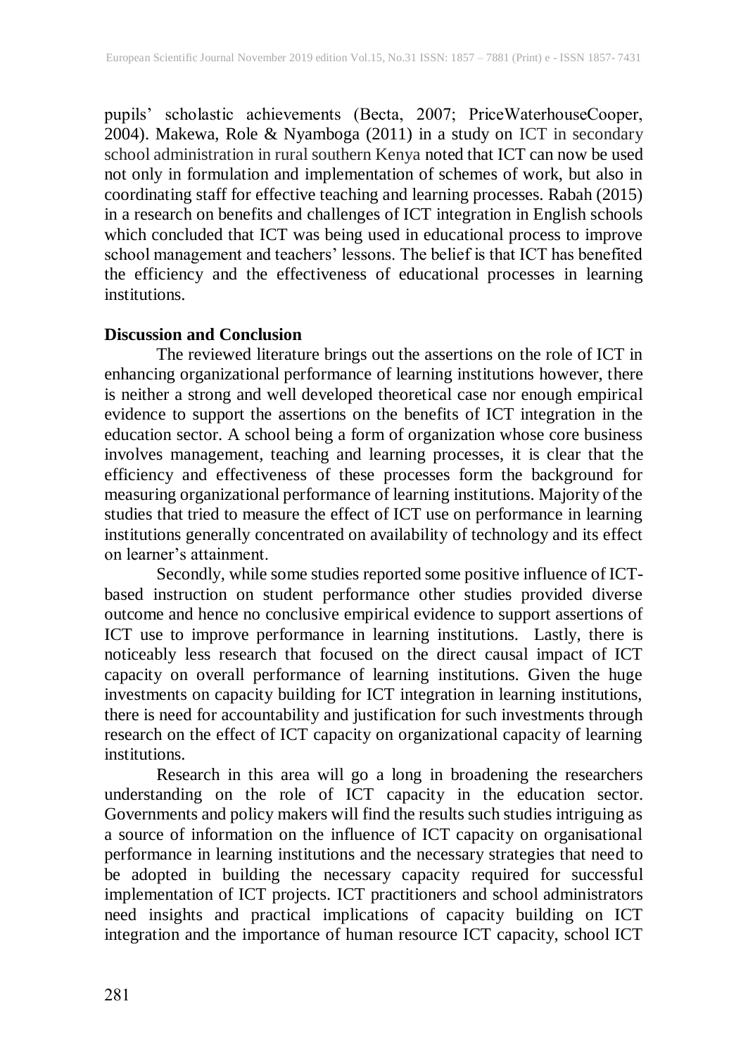pupils' scholastic achievements (Becta, 2007; PriceWaterhouseCooper, 2004). Makewa, Role & Nyamboga (2011) in a study on ICT in secondary school administration in rural southern Kenya noted that ICT can now be used not only in formulation and implementation of schemes of work, but also in coordinating staff for effective teaching and learning processes. Rabah (2015) in a research on benefits and challenges of ICT integration in English schools which concluded that ICT was being used in educational process to improve school management and teachers' lessons. The belief is that ICT has benefited the efficiency and the effectiveness of educational processes in learning institutions.

## Discussion and Conclusion

The reviewed literature brings out the assertions on the role of ICT in enhancing organizational performance of learning institutions however, there is neither a strong and well developed theoretical case nor enough empirical evidence to support the assertions on the benefits of ICT integration in the education sector. A school being a form of organization whose core business involves management, teaching and learning processes, it is clear that the efficiency and effectiveness of these processes form the background for measuring organizational performance of learning institutions. Majority of the studies that tried to measure the effect of ICT use on performance in learning institutions generally concentrated on availability of technology and its effect on learner's attainment.

Secondly, while some studies reported some positive influence of ICT-based instruction on student performance other studies provided diverse outcome and hence no conclusive empirical evidence to support assertions of ICT use to improve performance in learning institutions. Lastly, there is noticeably less research that focused on the direct causal impact of ICT capacity on overall performance of learning institutions. Given the huge investments on capacity building for ICT integration in learning institutions, there is need for accountability and justification for such investments through research on the effect of ICT capacity on organizational capacity of learning institutions.

Research in this area will go a long in broadening the researchers understanding on the role of ICT capacity in the education sector. Governments and policy makers will find the results such studies intriguing as a source of information on the influence of ICT capacity on organisational performance in learning institutions and the necessary strategies that need to be adopted in building the necessary capacity required for successful implementation of ICT projects. ICT practitioners and school administrators need insights and practical implications of capacity building on ICT integration and the importance of human resource ICT capacity, school ICT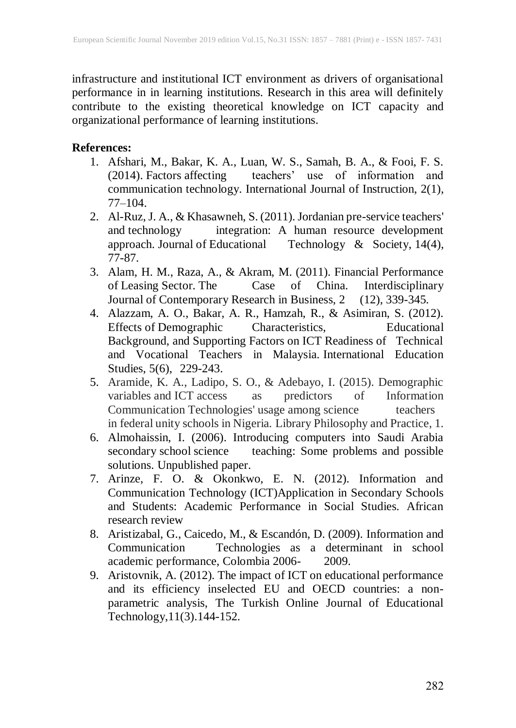infrastructure and institutional ICT environment as drivers of organisational performance in in learning institutions. Research in this area will definitely contribute to the existing theoretical knowledge on ICT capacity and organizational performance of learning institutions.

**References:**

1. Afshari, M., Bakar, K. A., Luan, W. S., Samah, B. A., & Fooi, F. S. (2014). Factors affecting teachers' use of information and communication technology. International Journal of Instruction, 2(1), 77–104.
2. Al-Ruz, J. A., & Khasawneh, S. (2011). Jordanian pre-service teachers' and technology integration: A human resource development approach. Journal of Educational Technology & Society, 14(4), 77-87.
3. Alam, H. M., Raza, A., & Akram, M. (2011). Financial Performance of Leasing Sector. The Case of China. Interdisciplinary Journal of Contemporary Research in Business, 2 (12), 339-345.
4. Alazzam, A. O., Bakar, A. R., Hamzah, R., & Asimiran, S. (2012). Effects of Demographic Characteristics, Educational Background, and Supporting Factors on ICT Readiness of Technical and Vocational Teachers in Malaysia. International Education Studies, 5(6), 229-243.
5. Aramide, K. A., Ladipo, S. O., & Adebayo, I. (2015). Demographic variables and ICT access as predictors of Information Communication Technologies' usage among science teachers in federal unity schools in Nigeria. Library Philosophy and Practice, 1.
6. Almohaissin, I. (2006). Introducing computers into Saudi Arabia secondary school science teaching: Some problems and possible solutions. Unpublished paper.
7. Arinze, F. O. & Okonkwo, E. N. (2012). Information and Communication Technology (ICT)Application in Secondary Schools and Students: Academic Performance in Social Studies. African research review
8. Aristizabal, G., Caicedo, M., & Escandón, D. (2009). Information and Communication Technologies as a determinant in school academic performance, Colombia 2006- 2009.
9. Aristovnik, A. (2012). The impact of ICT on educational performance and its efficiency inselected EU and OECD countries: a non-parametric analysis, The Turkish Online Journal of Educational Technology,11(3).144-152.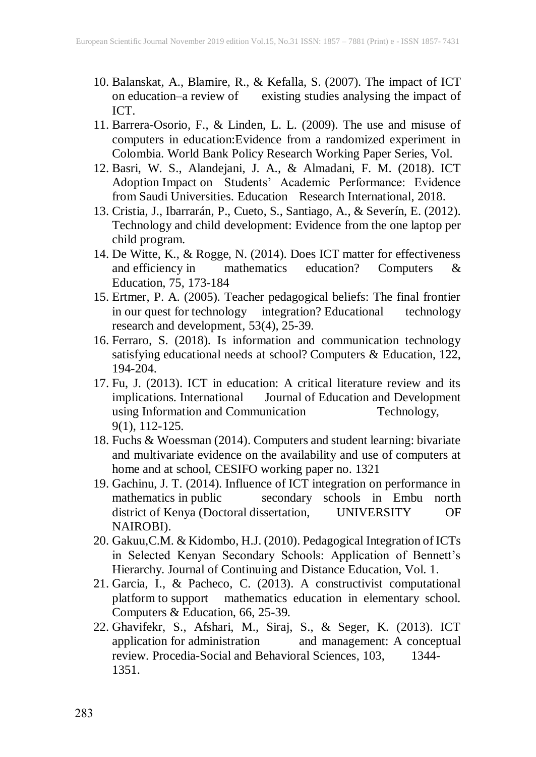10. Balanskat, A., Blamire, R., & Kefalla, S. (2007). The impact of ICT on education–a review of existing studies analysing the impact of ICT.
11. Barrera-Osorio, F., & Linden, L. L. (2009). The use and misuse of computers in education:Evidence from a randomized experiment in Colombia. World Bank Policy Research Working Paper Series, Vol.
12. Basri, W. S., Alandejani, J. A., & Almadani, F. M. (2018). ICT Adoption Impact on Students' Academic Performance: Evidence from Saudi Universities. Education Research International, 2018.
13. Cristia, J., Ibarrarán, P., Cueto, S., Santiago, A., & Severín, E. (2012). Technology and child development: Evidence from the one laptop per child program.
14. De Witte, K., & Rogge, N. (2014). Does ICT matter for effectiveness and efficiency in mathematics education? Computers & Education, 75, 173-184
15. Ertmer, P. A. (2005). Teacher pedagogical beliefs: The final frontier in our quest for technology integration? Educational technology research and development, 53(4), 25-39.
16. Ferraro, S. (2018). Is information and communication technology satisfying educational needs at school? Computers & Education, 122, 194-204.
17. Fu, J. (2013). ICT in education: A critical literature review and its implications. International Journal of Education and Development using Information and Communication Technology, 9(1), 112-125.
18. Fuchs & Woessman (2014). Computers and student learning: bivariate and multivariate evidence on the availability and use of computers at home and at school, CESIFO working paper no. 1321
19. Gachinu, J. T. (2014). Influence of ICT integration on performance in mathematics in public secondary schools in Embu north district of Kenya (Doctoral dissertation, UNIVERSITY OF NAIROBI).
20. Gakuu,C.M. & Kidombo, H.J. (2010). Pedagogical Integration of ICTs in Selected Kenyan Secondary Schools: Application of Bennett's Hierarchy. Journal of Continuing and Distance Education, Vol. 1.
21. Garcia, I., & Pacheco, C. (2013). A constructivist computational platform to support mathematics education in elementary school. Computers & Education, 66, 25-39.
22. Ghavifekr, S., Afshari, M., Siraj, S., & Seger, K. (2013). ICT application for administration and management: A conceptual review. Procedia-Social and Behavioral Sciences, 103, 1344-1351.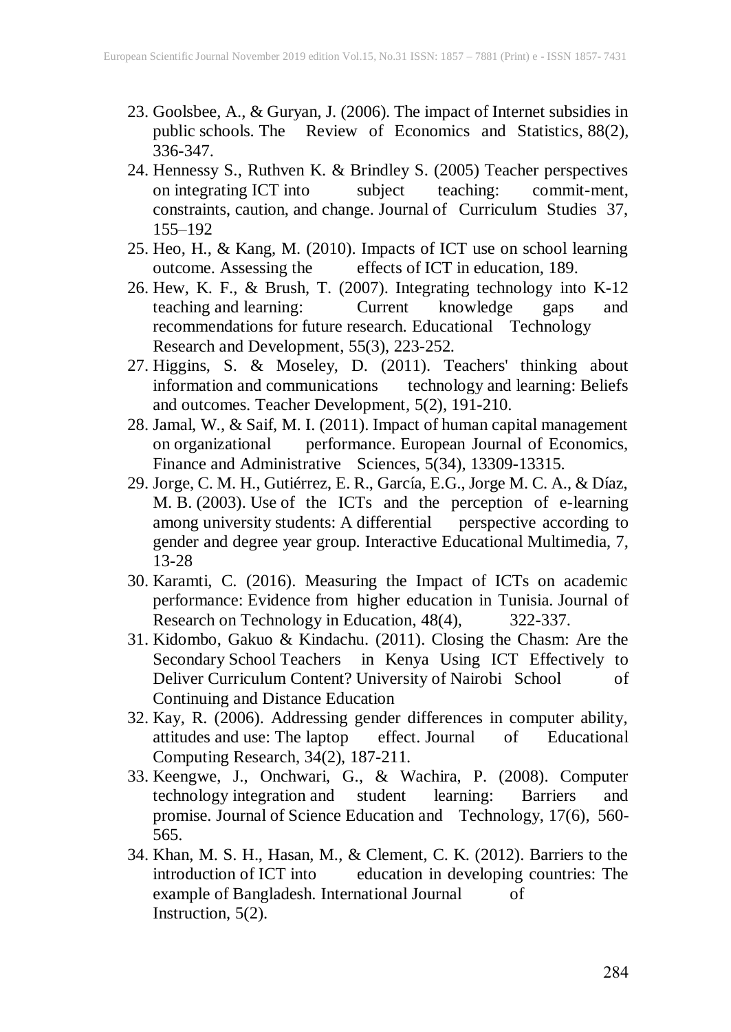23. Goolsbee, A., & Guryan, J. (2006). The impact of Internet subsidies in public schools. The Review of Economics and Statistics, 88(2), 336-347.
24. Hennessy S., Ruthven K. & Brindley S. (2005) Teacher perspectives on integrating ICT into subject teaching: commit-ment, constraints, caution, and change. Journal of Curriculum Studies 37, 155–192
25. Heo, H., & Kang, M. (2010). Impacts of ICT use on school learning outcome. Assessing the effects of ICT in education, 189.
26. Hew, K. F., & Brush, T. (2007). Integrating technology into K-12 teaching and learning: Current knowledge gaps and recommendations for future research. Educational Technology Research and Development, 55(3), 223-252.
27. Higgins, S. & Moseley, D. (2011). Teachers' thinking about information and communications technology and learning: Beliefs and outcomes. Teacher Development, 5(2), 191-210.
28. Jamal, W., & Saif, M. I. (2011). Impact of human capital management on organizational performance. European Journal of Economics, Finance and Administrative Sciences, 5(34), 13309-13315.
29. Jorge, C. M. H., Gutiérrez, E. R., García, E.G., Jorge M. C. A., & Díaz, M. B. (2003). Use of the ICTs and the perception of e-learning among university students: A differential perspective according to gender and degree year group. Interactive Educational Multimedia, 7, 13-28
30. Karamti, C. (2016). Measuring the Impact of ICTs on academic performance: Evidence from higher education in Tunisia. Journal of Research on Technology in Education, 48(4), 322-337.
31. Kidombo, Gakuo & Kindachu. (2011). Closing the Chasm: Are the Secondary School Teachers in Kenya Using ICT Effectively to Deliver Curriculum Content? University of Nairobi School of Continuing and Distance Education
32. Kay, R. (2006). Addressing gender differences in computer ability, attitudes and use: The laptop effect. Journal of Educational Computing Research, 34(2), 187-211.
33. Keengwe, J., Onchwari, G., & Wachira, P. (2008). Computer technology integration and student learning: Barriers and promise. Journal of Science Education and Technology, 17(6), 560-565.
34. Khan, M. S. H., Hasan, M., & Clement, C. K. (2012). Barriers to the introduction of ICT into education in developing countries: The example of Bangladesh. International Journal of Instruction, 5(2).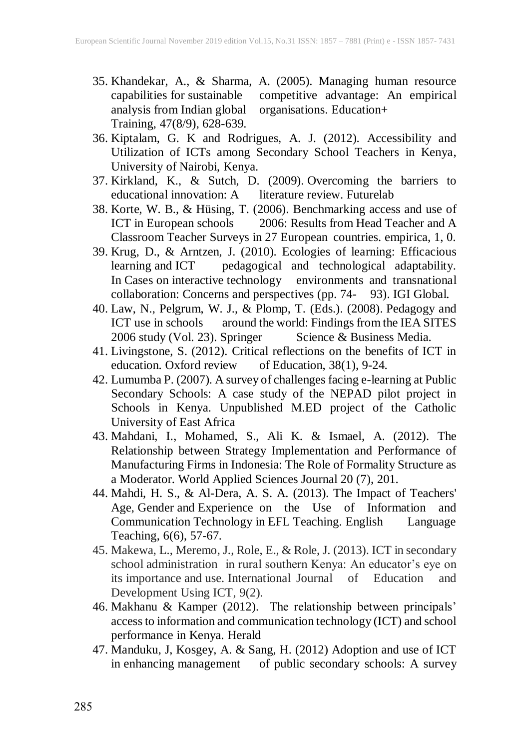35. Khandekar, A., & Sharma, A. (2005). Managing human resource capabilities for sustainable competitive advantage: An empirical analysis from Indian global organisations. Education+ Training, 47(8/9), 628-639.
36. Kiptalam, G. K and Rodrigues, A. J. (2012). Accessibility and Utilization of ICTs among Secondary School Teachers in Kenya, University of Nairobi, Kenya.
37. Kirkland, K., & Sutch, D. (2009). Overcoming the barriers to educational innovation: A literature review. Futurelab
38. Korte, W. B., & Hüsing, T. (2006). Benchmarking access and use of ICT in European schools 2006: Results from Head Teacher and A Classroom Teacher Surveys in 27 European countries. empirica, 1, 0.
39. Krug, D., & Arntzen, J. (2010). Ecologies of learning: Efficacious learning and ICT pedagogical and technological adaptability. In Cases on interactive technology environments and transnational collaboration: Concerns and perspectives (pp. 74- 93). IGI Global.
40. Law, N., Pelgrum, W. J., & Plomp, T. (Eds.). (2008). Pedagogy and ICT use in schools around the world: Findings from the IEA SITES 2006 study (Vol. 23). Springer Science & Business Media.
41. Livingstone, S. (2012). Critical reflections on the benefits of ICT in education. Oxford review of Education, 38(1), 9-24.
42. Lumumba P. (2007). A survey of challenges facing e-learning at Public Secondary Schools: A case study of the NEPAD pilot project in Schools in Kenya. Unpublished M.ED project of the Catholic University of East Africa
43. Mahdani, I., Mohamed, S., Ali K. & Ismael, A. (2012). The Relationship between Strategy Implementation and Performance of Manufacturing Firms in Indonesia: The Role of Formality Structure as a Moderator. World Applied Sciences Journal 20 (7), 201.
44. Mahdi, H. S., & Al-Dera, A. S. A. (2013). The Impact of Teachers' Age, Gender and Experience on the Use of Information and Communication Technology in EFL Teaching. English Language Teaching, 6(6), 57-67.
45. Makewa, L., Meremo, J., Role, E., & Role, J. (2013). ICT in secondary school administration in rural southern Kenya: An educator's eye on its importance and use. International Journal of Education and Development Using ICT, 9(2).
46. Makhanu & Kamper (2012). The relationship between principals' access to information and communication technology (ICT) and school performance in Kenya. Herald
47. Manduku, J, Kosgey, A. & Sang, H. (2012) Adoption and use of ICT in enhancing management of public secondary schools: A survey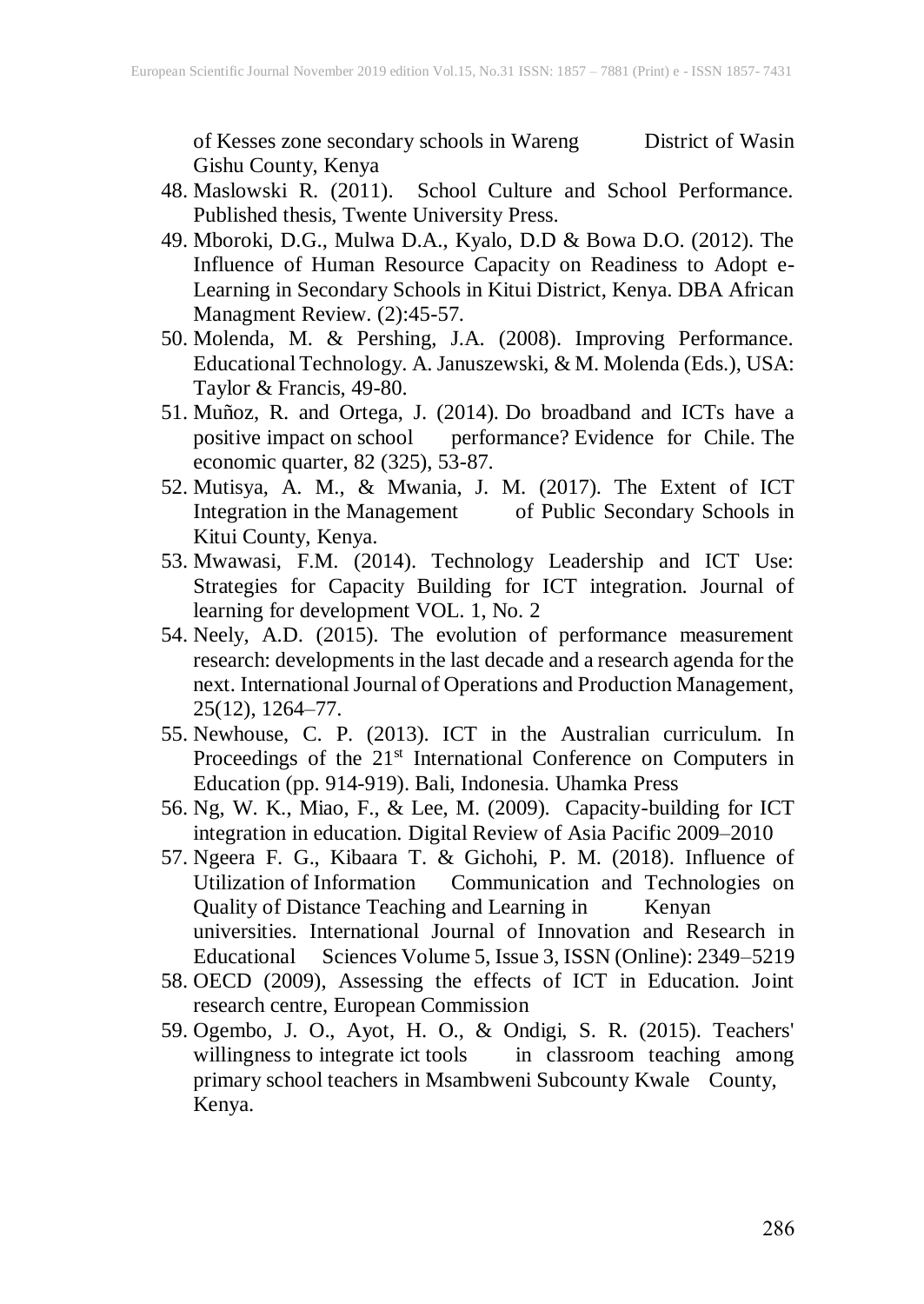of Kesses zone secondary schools in Wareng District of Wasin Gishu County, Kenya

48. Maslowski R. (2011). School Culture and School Performance. Published thesis, Twente University Press.
49. Mboroki, D.G., Mulwa D.A., Kyalo, D.D & Bowa D.O. (2012). The Influence of Human Resource Capacity on Readiness to Adopt e-Learning in Secondary Schools in Kitui District, Kenya. DBA African Managment Review. (2):45-57.
50. Molenda, M. & Pershing, J.A. (2008). Improving Performance. Educational Technology. A. Januszewski, & M. Molenda (Eds.), USA: Taylor & Francis, 49-80.
51. Muñoz, R. and Ortega, J. (2014). Do broadband and ICTs have a positive impact on school performance? Evidence for Chile. The economic quarter, 82 (325), 53-87.
52. Mutisya, A. M., & Mwania, J. M. (2017). The Extent of ICT Integration in the Management of Public Secondary Schools in Kitui County, Kenya.
53. Mwawasi, F.M. (2014). Technology Leadership and ICT Use: Strategies for Capacity Building for ICT integration. Journal of learning for development VOL. 1, No. 2
54. Neely, A.D. (2015). The evolution of performance measurement research: developments in the last decade and a research agenda for the next. International Journal of Operations and Production Management, 25(12), 1264–77.
55. Newhouse, C. P. (2013). ICT in the Australian curriculum. In Proceedings of the 21st International Conference on Computers in Education (pp. 914-919). Bali, Indonesia. Uhamka Press
56. Ng, W. K., Miao, F., & Lee, M. (2009). Capacity-building for ICT integration in education. Digital Review of Asia Pacific 2009–2010
57. Ngeera F. G., Kibaara T. & Gichohi, P. M. (2018). Influence of Utilization of Information Communication and Technologies on Quality of Distance Teaching and Learning in Kenyan universities. International Journal of Innovation and Research in Educational Sciences Volume 5, Issue 3, ISSN (Online): 2349–5219
58. OECD (2009), Assessing the effects of ICT in Education. Joint research centre, European Commission
59. Ogembo, J. O., Ayot, H. O., & Ondigi, S. R. (2015). Teachers' willingness to integrate ict tools in classroom teaching among primary school teachers in Msambweni Subcounty Kwale County, Kenya.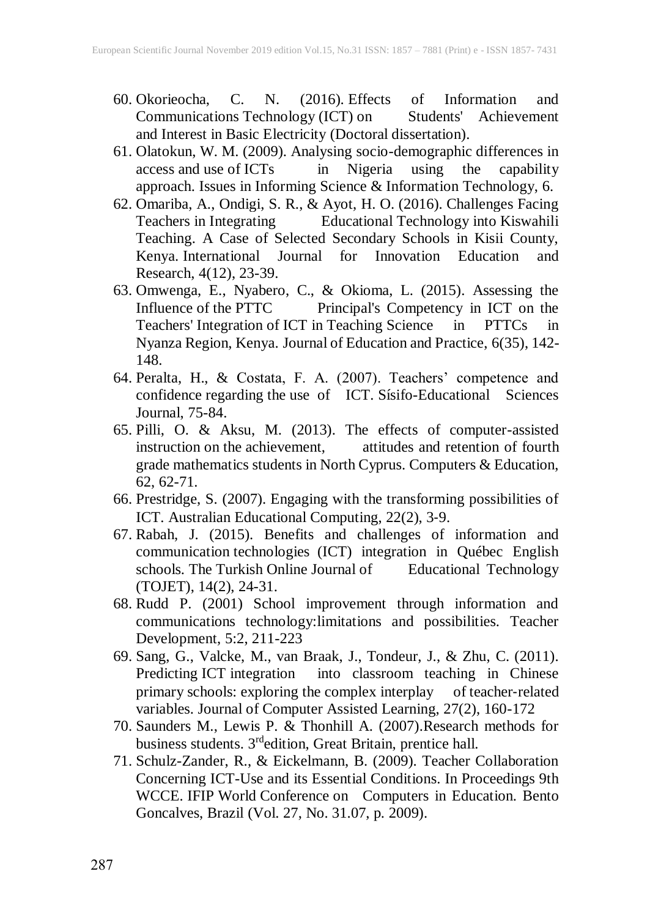60. Okorieocha, C. N. (2016). Effects of Information and Communications Technology (ICT) on Students' Achievement and Interest in Basic Electricity (Doctoral dissertation).
61. Olatokun, W. M. (2009). Analysing socio-demographic differences in access and use of ICTs in Nigeria using the capability approach. Issues in Informing Science & Information Technology, 6.
62. Omariba, A., Ondigi, S. R., & Ayot, H. O. (2016). Challenges Facing Teachers in Integrating Educational Technology into Kiswahili Teaching. A Case of Selected Secondary Schools in Kisii County, Kenya. International Journal for Innovation Education and Research, 4(12), 23-39.
63. Omwenga, E., Nyabero, C., & Okioma, L. (2015). Assessing the Influence of the PTTC Principal's Competency in ICT on the Teachers' Integration of ICT in Teaching Science in PTTCs in Nyanza Region, Kenya. Journal of Education and Practice, 6(35), 142-148.
64. Peralta, H., & Costata, F. A. (2007). Teachers' competence and confidence regarding the use of ICT. Sísifo-Educational Sciences Journal, 75-84.
65. Pilli, O. & Aksu, M. (2013). The effects of computer-assisted instruction on the achievement, attitudes and retention of fourth grade mathematics students in North Cyprus. Computers & Education, 62, 62-71.
66. Prestridge, S. (2007). Engaging with the transforming possibilities of ICT. Australian Educational Computing, 22(2), 3-9.
67. Rabah, J. (2015). Benefits and challenges of information and communication technologies (ICT) integration in Québec English schools. The Turkish Online Journal of Educational Technology (TOJET), 14(2), 24-31.
68. Rudd P. (2001) School improvement through information and communications technology:limitations and possibilities. Teacher Development, 5:2, 211-223
69. Sang, G., Valcke, M., van Braak, J., Tondeur, J., & Zhu, C. (2011). Predicting ICT integration into classroom teaching in Chinese primary schools: exploring the complex interplay of teacher‐related variables. Journal of Computer Assisted Learning, 27(2), 160-172
70. Saunders M., Lewis P. & Thonhill A. (2007).Research methods for business students. 3rd edition, Great Britain, prentice hall.
71. Schulz-Zander, R., & Eickelmann, B. (2009). Teacher Collaboration Concerning ICT-Use and its Essential Conditions. In Proceedings 9th WCCE. IFIP World Conference on Computers in Education. Bento Goncalves, Brazil (Vol. 27, No. 31.07, p. 2009).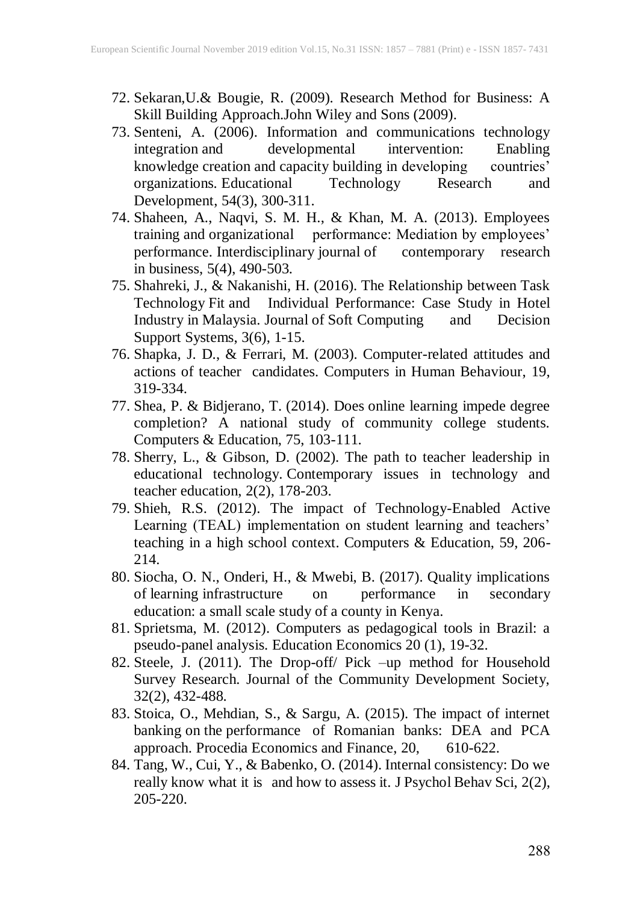72. Sekaran,U.& Bougie, R. (2009). Research Method for Business: A Skill Building Approach.John Wiley and Sons (2009).
73. Senteni, A. (2006). Information and communications technology integration and developmental intervention: Enabling knowledge creation and capacity building in developing countries' organizations. Educational Technology Research and Development, 54(3), 300-311.
74. Shaheen, A., Naqvi, S. M. H., & Khan, M. A. (2013). Employees training and organizational performance: Mediation by employees' performance. Interdisciplinary journal of contemporary research in business, 5(4), 490-503.
75. Shahreki, J., & Nakanishi, H. (2016). The Relationship between Task Technology Fit and Individual Performance: Case Study in Hotel Industry in Malaysia. Journal of Soft Computing and Decision Support Systems, 3(6), 1-15.
76. Shapka, J. D., & Ferrari, M. (2003). Computer-related attitudes and actions of teacher candidates. Computers in Human Behaviour, 19, 319-334.
77. Shea, P. & Bidjerano, T. (2014). Does online learning impede degree completion? A national study of community college students. Computers & Education, 75, 103-111.
78. Sherry, L., & Gibson, D. (2002). The path to teacher leadership in educational technology. Contemporary issues in technology and teacher education, 2(2), 178-203.
79. Shieh, R.S. (2012). The impact of Technology-Enabled Active Learning (TEAL) implementation on student learning and teachers' teaching in a high school context. Computers & Education, 59, 206-214.
80. Siocha, O. N., Onderi, H., & Mwebi, B. (2017). Quality implications of learning infrastructure on performance in secondary education: a small scale study of a county in Kenya.
81. Sprietsma, M. (2012). Computers as pedagogical tools in Brazil: a pseudo-panel analysis. Education Economics 20 (1), 19-32.
82. Steele, J. (2011). The Drop-off/ Pick –up method for Household Survey Research. Journal of the Community Development Society, 32(2), 432-488.
83. Stoica, O., Mehdian, S., & Sargu, A. (2015). The impact of internet banking on the performance of Romanian banks: DEA and PCA approach. Procedia Economics and Finance, 20, 610-622.
84. Tang, W., Cui, Y., & Babenko, O. (2014). Internal consistency: Do we really know what it is and how to assess it. J Psychol Behav Sci, 2(2), 205-220.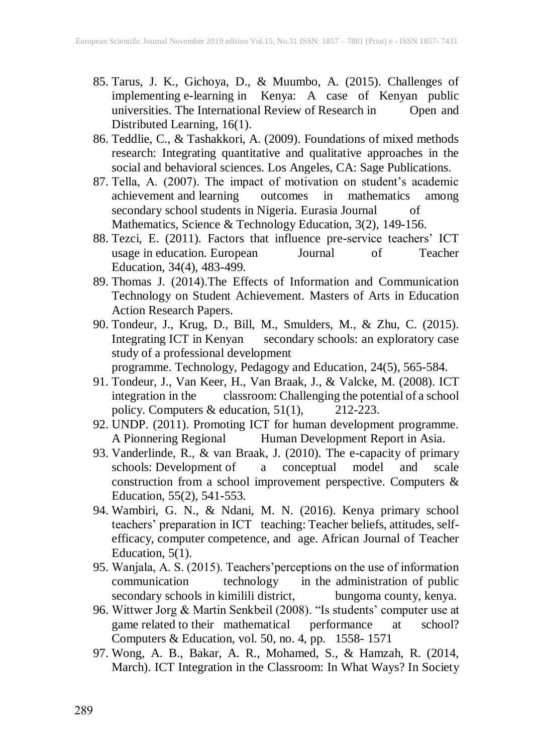85. Tarus, J. K., Gichoya, D., & Muumbo, A. (2015). Challenges of implementing e-learning in Kenya: A case of Kenyan public universities. The International Review of Research in Open and Distributed Learning, 16(1).
86. Teddlie, C., & Tashakkori, A. (2009). Foundations of mixed methods research: Integrating quantitative and qualitative approaches in the social and behavioral sciences. Los Angeles, CA: Sage Publications.
87. Tella, A. (2007). The impact of motivation on student's academic achievement and learning outcomes in mathematics among secondary school students in Nigeria. Eurasia Journal of Mathematics, Science & Technology Education, 3(2), 149-156.
88. Tezci, E. (2011). Factors that influence pre-service teachers' ICT usage in education. European Journal of Teacher Education, 34(4), 483-499.
89. Thomas J. (2014).The Effects of Information and Communication Technology on Student Achievement. Masters of Arts in Education Action Research Papers.
90. Tondeur, J., Krug, D., Bill, M., Smulders, M., & Zhu, C. (2015). Integrating ICT in Kenyan secondary schools: an exploratory case study of a professional development programme. Technology, Pedagogy and Education, 24(5), 565-584.
91. Tondeur, J., Van Keer, H., Van Braak, J., & Valcke, M. (2008). ICT integration in the classroom: Challenging the potential of a school policy. Computers & education, 51(1), 212-223.
92. UNDP. (2011). Promoting ICT for human development programme. A Pionnering Regional Human Development Report in Asia.
93. Vanderlinde, R., & van Braak, J. (2010). The e-capacity of primary schools: Development of a conceptual model and scale construction from a school improvement perspective. Computers & Education, 55(2), 541-553.
94. Wambiri, G. N., & Ndani, M. N. (2016). Kenya primary school teachers' preparation in ICT teaching: Teacher beliefs, attitudes, self-efficacy, computer competence, and age. African Journal of Teacher Education, 5(1).
95. Wanjala, A. S. (2015). Teachers'perceptions on the use of information communication technology in the administration of public secondary schools in kimilili district, bungoma county, kenya.
96. Wittwer Jorg & Martin Senkbeil (2008). "Is students' computer use at game related to their mathematical performance at school? Computers & Education, vol. 50, no. 4, pp. 1558- 1571
97. Wong, A. B., Bakar, A. R., Mohamed, S., & Hamzah, R. (2014, March). ICT Integration in the Classroom: In What Ways? In Society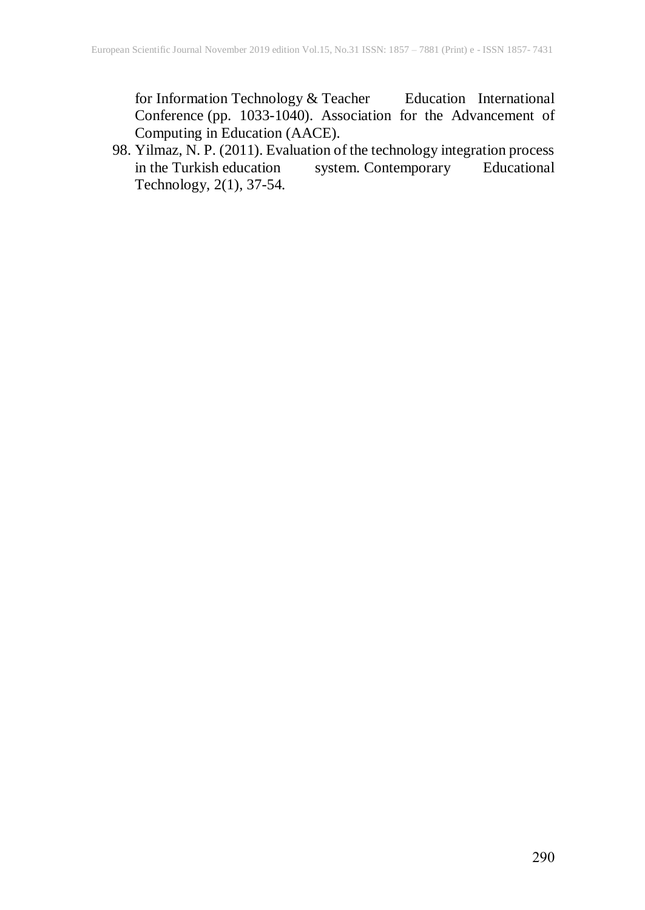for Information Technology & Teacher Education International Conference (pp. 1033-1040). Association for the Advancement of Computing in Education (AACE).

98. Yilmaz, N. P. (2011). Evaluation of the technology integration process in the Turkish education system. Contemporary Educational Technology, 2(1), 37-54.